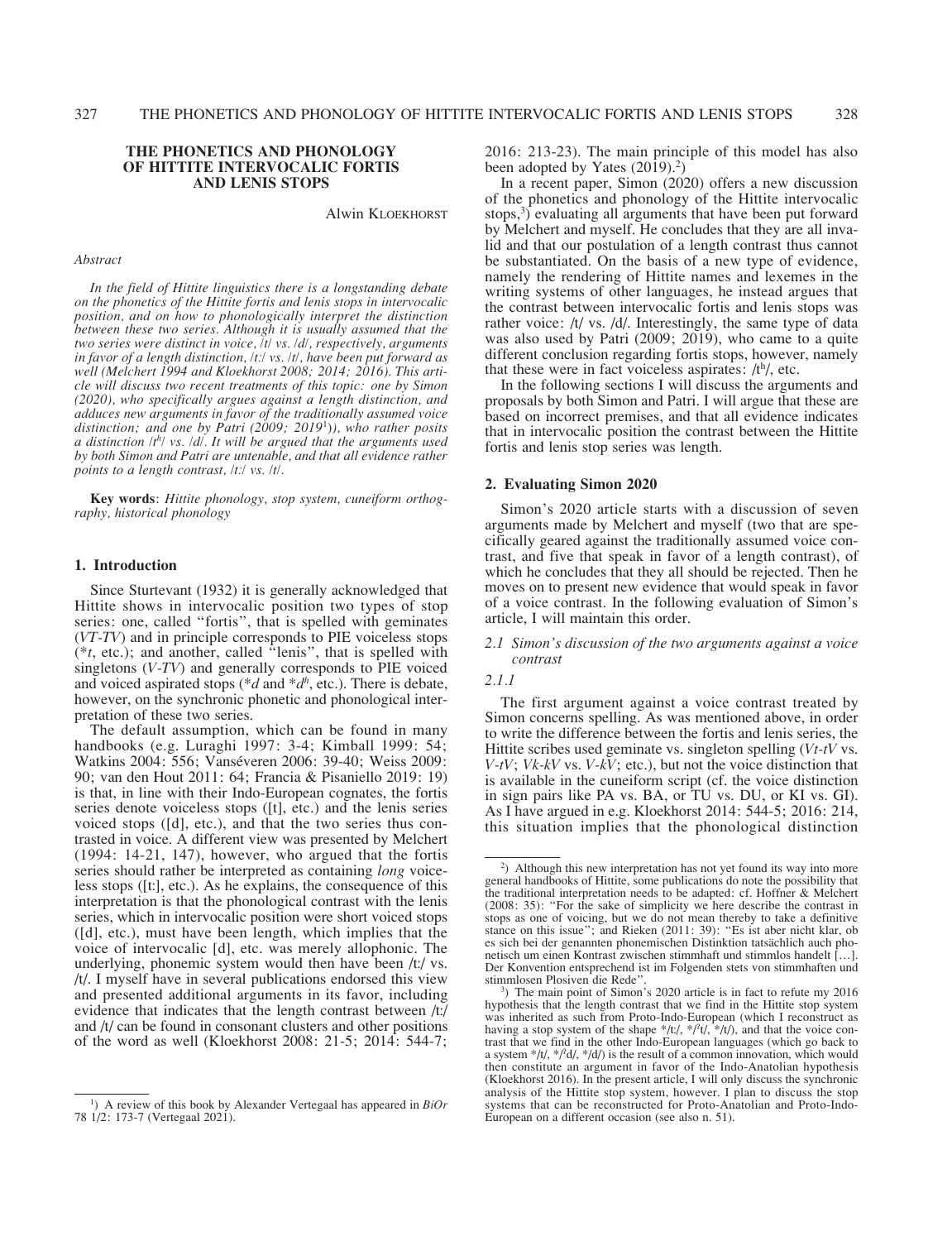# THE PHONETICS AND PHONOLOGY OF HITTITE INTERVOCALIC FORTIS AND LENIS STOPS

Alwin KLOEKHORST

*Abstract*

*In the field of Hittite linguistics there is a longstanding debate on the phonetics of the Hittite fortis and lenis stops in intervocalic position, and on how to phonologically interpret the distinction between these two series. Although it is usually assumed that the two series were distinct in voice, /t/ vs. /d/, respectively, arguments in favor of a length distinction, /tː/ vs. /t/, have been put forward as well (Melchert 1994 and Kloekhorst 2008; 2014; 2016). This article will discuss two recent treatments of this topic: one by Simon (2020), who specifically argues against a length distinction, and adduces new arguments in favor of the traditionally assumed voice distinction; and one by Patri (2009; 2019*[1]*), who rather posits a distinction /tʰ/ vs. /d/. It will be argued that the arguments used by both Simon and Patri are untenable, and that all evidence rather points to a length contrast, /tː/ vs. /t/.*

**Key words**: *Hittite phonology, stop system, cuneiform orthography, historical phonology*

## 1. Introduction

Since Sturtevant (1932) it is generally acknowledged that Hittite shows in intervocalic position two types of stop series: one, called "fortis", that is spelled with geminates (*VT-TV*) and in principle corresponds to PIE voiceless stops (\**t*, etc.); and another, called "lenis", that is spelled with singletons (*V-TV*) and generally corresponds to PIE voiced and voiced aspirated stops (\**d* and \**dʰ*, etc.). There is debate, however, on the synchronic phonetic and phonological interpretation of these two series.

The default assumption, which can be found in many handbooks (e.g. Luraghi 1997: 3-4; Kimball 1999: 54; Watkins 2004: 556; Vanséveren 2006: 39-40; Weiss 2009: 90; van den Hout 2011: 64; Francia & Pisaniello 2019: 19) is that, in line with their Indo-European cognates, the fortis series denote voiceless stops ([t], etc.) and the lenis series voiced stops ([d], etc.), and that the two series thus contrasted in voice. A different view was presented by Melchert (1994: 14-21, 147), however, who argued that the fortis series should rather be interpreted as containing *long* voiceless stops ([tː], etc.). As he explains, the consequence of this interpretation is that the phonological contrast with the lenis series, which in intervocalic position were short voiced stops ([d], etc.), must have been length, which implies that the voice of intervocalic [d], etc. was merely allophonic. The underlying, phonemic system would then have been /tː/ vs. /t/. I myself have in several publications endorsed this view and presented additional arguments in its favor, including evidence that indicates that the length contrast between /tː/ and /t/ can be found in consonant clusters and other positions of the word as well (Kloekhorst 2008: 21-5; 2014: 544-7; 2016: 213-23). The main principle of this model has also been adopted by Yates (2019).[2]

In a recent paper, Simon (2020) offers a new discussion of the phonetics and phonology of the Hittite intervocalic stops,[3] evaluating all arguments that have been put forward by Melchert and myself. He concludes that they are all invalid and that our postulation of a length contrast thus cannot be substantiated. On the basis of a new type of evidence, namely the rendering of Hittite names and lexemes in the writing systems of other languages, he instead argues that the contrast between intervocalic fortis and lenis stops was rather voice: /t/ vs. /d/. Interestingly, the same type of data was also used by Patri (2009; 2019), who came to a quite different conclusion regarding fortis stops, however, namely that these were in fact voiceless aspirates: /tʰ/, etc.

In the following sections I will discuss the arguments and proposals by both Simon and Patri. I will argue that these are based on incorrect premises, and that all evidence indicates that in intervocalic position the contrast between the Hittite fortis and lenis stop series was length.

## 2. Evaluating Simon 2020

Simon's 2020 article starts with a discussion of seven arguments made by Melchert and myself (two that are specifically geared against the traditionally assumed voice contrast, and five that speak in favor of a length contrast), of which he concludes that they all should be rejected. Then he moves on to present new evidence that would speak in favor of a voice contrast. In the following evaluation of Simon's article, I will maintain this order.

### *2.1 Simon's discussion of the two arguments against a voice contrast*

#### *2.1.1*

The first argument against a voice contrast treated by Simon concerns spelling. As was mentioned above, in order to write the difference between the fortis and lenis series, the Hittite scribes used geminate vs. singleton spelling (*Vt-tV* vs. *V-tV*; *Vk-kV* vs. *V-kV*; etc.), but not the voice distinction that is available in the cuneiform script (cf. the voice distinction in sign pairs like PA vs. BA, or TU vs. DU, or KI vs. GI). As I have argued in e.g. Kloekhorst 2014: 544-5; 2016: 214, this situation implies that the phonological distinction

---

[1]) A review of this book by Alexander Vertegaal has appeared in *BiOr* 78 1/2: 173-7 (Vertegaal 2021).

[2]) Although this new interpretation has not yet found its way into more general handbooks of Hittite, some publications do note the possibility that the traditional interpretation needs to be adapted: cf. Hoffner & Melchert (2008: 35): "For the sake of simplicity we here describe the contrast in stops as one of voicing, but we do not mean thereby to take a definitive stance on this issue"; and Rieken (2011: 39): "Es ist aber nicht klar, ob es sich bei der genannten phonemischen Distinktion tatsächlich auch phonetisch um einen Kontrast zwischen stimmhaft und stimmlos handelt […]. Der Konvention entsprechend ist im Folgenden stets von stimmhaften und stimmlosen Plosiven die Rede".

[3]) The main point of Simon's 2020 article is in fact to refute my 2016 hypothesis that the length contrast that we find in the Hittite stop system was inherited as such from Proto-Indo-European (which I reconstruct as having a stop system of the shape \*/tː/, \*/ˀt/, \*/t/), and that the voice contrast that we find in the other Indo-European languages (which go back to a system \*/t/, \*/ˀd/, \*/d/) is the result of a common innovation, which would then constitute an argument in favor of the Indo-Anatolian hypothesis (Kloekhorst 2016). In the present article, I will only discuss the synchronic analysis of the Hittite stop system, however. I plan to discuss the stop systems that can be reconstructed for Proto-Anatolian and Proto-Indo-European on a different occasion (see also n. 51).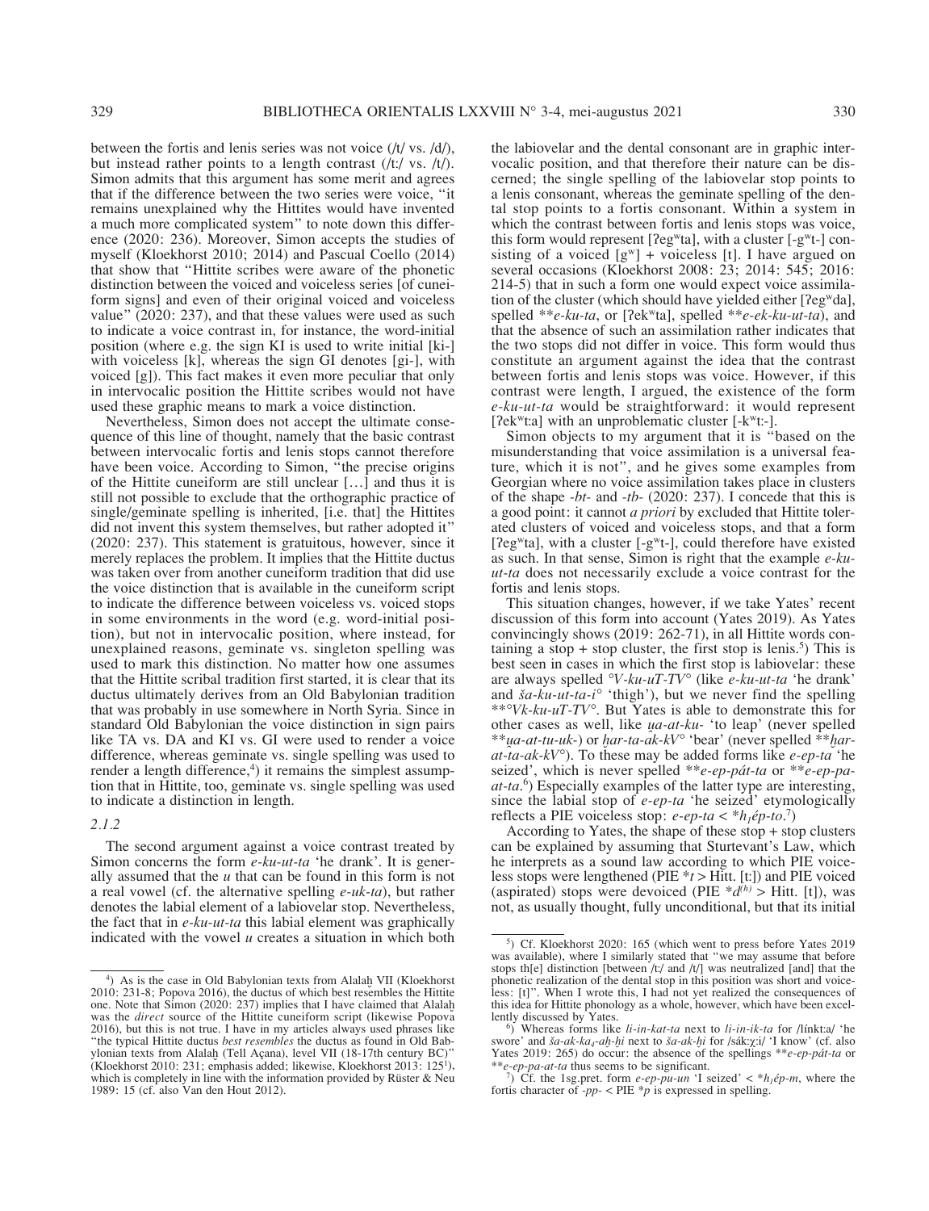between the fortis and lenis series was not voice (/t/ vs. /d/), but instead rather points to a length contrast (/tː/ vs. /t/). Simon admits that this argument has some merit and agrees that if the difference between the two series were voice, "it remains unexplained why the Hittites would have invented a much more complicated system" to note down this difference (2020: 236). Moreover, Simon accepts the studies of myself (Kloekhorst 2010; 2014) and Pascual Coello (2014) that show that "Hittite scribes were aware of the phonetic distinction between the voiced and voiceless series [of cuneiform signs] and even of their original voiced and voiceless value" (2020: 237), and that these values were used as such to indicate a voice contrast in, for instance, the word-initial position (where e.g. the sign KI is used to write initial [ki-] with voiceless [k], whereas the sign GI denotes [gi-], with voiced [g]). This fact makes it even more peculiar that only in intervocalic position the Hittite scribes would not have used these graphic means to mark a voice distinction.

Nevertheless, Simon does not accept the ultimate consequence of this line of thought, namely that the basic contrast between intervocalic fortis and lenis stops cannot therefore have been voice. According to Simon, "the precise origins of the Hittite cuneiform are still unclear […] and thus it is still not possible to exclude that the orthographic practice of single/geminate spelling is inherited, [i.e. that] the Hittites did not invent this system themselves, but rather adopted it" (2020: 237). This statement is gratuitous, however, since it merely replaces the problem. It implies that the Hittite ductus was taken over from another cuneiform tradition that did use the voice distinction that is available in the cuneiform script to indicate the difference between voiceless vs. voiced stops in some environments in the word (e.g. word-initial position), but not in intervocalic position, where instead, for unexplained reasons, geminate vs. singleton spelling was used to mark this distinction. No matter how one assumes that the Hittite scribal tradition first started, it is clear that its ductus ultimately derives from an Old Babylonian tradition that was probably in use somewhere in North Syria. Since in standard Old Babylonian the voice distinction in sign pairs like TA vs. DA and KI vs. GI were used to render a voice difference, whereas geminate vs. single spelling was used to render a length difference,[4] it remains the simplest assumption that in Hittite, too, geminate vs. single spelling was used to indicate a distinction in length.

### *2.1.2*

The second argument against a voice contrast treated by Simon concerns the form *e-ku-ut-ta* 'he drank'. It is generally assumed that the *u* that can be found in this form is not a real vowel (cf. the alternative spelling *e-uk-ta*), but rather denotes the labial element of a labiovelar stop. Nevertheless, the fact that in *e-ku-ut-ta* this labial element was graphically indicated with the vowel *u* creates a situation in which both the labiovelar and the dental consonant are in graphic intervocalic position, and that therefore their nature can be discerned; the single spelling of the labiovelar stop points to a lenis consonant, whereas the geminate spelling of the dental stop points to a fortis consonant. Within a system in which the contrast between fortis and lenis stops was voice, this form would represent [ʔegʷta], with a cluster [-gʷt-] consisting of a voiced [gʷ] + voiceless [t]. I have argued on several occasions (Kloekhorst 2008: 23; 2014: 545; 2016: 214-5) that in such a form one would expect voice assimilation of the cluster (which should have yielded either [ʔegʷda], spelled \*\**e-ku-ta*, or [ʔekʷta], spelled \*\**e-ek-ku-ut-ta*), and that the absence of such an assimilation rather indicates that the two stops did not differ in voice. This form would thus constitute an argument against the idea that the contrast between fortis and lenis stops was voice. However, if this contrast were length, I argued, the existence of the form *e-ku-ut-ta* would be straightforward: it would represent [ʔekʷtːa] with an unproblematic cluster [-kʷtː-].

Simon objects to my argument that it is "based on the misunderstanding that voice assimilation is a universal feature, which it is not", and he gives some examples from Georgian where no voice assimilation takes place in clusters of the shape *-bt-* and *-tb-* (2020: 237). I concede that this is a good point: it cannot *a priori* by excluded that Hittite tolerated clusters of voiced and voiceless stops, and that a form [ʔegʷta], with a cluster [-gʷt-], could therefore have existed as such. In that sense, Simon is right that the example *e-ku-ut-ta* does not necessarily exclude a voice contrast for the fortis and lenis stops.

This situation changes, however, if we take Yates' recent discussion of this form into account (Yates 2019). As Yates convincingly shows (2019: 262-71), in all Hittite words containing a stop + stop cluster, the first stop is lenis.[5] This is best seen in cases in which the first stop is labiovelar: these are always spelled °*V-ku-uT-TV*° (like *e-ku-ut-ta* 'he drank' and *ša-ku-ut-ta-i*° 'thigh'), but we never find the spelling \*\*°*Vk-ku-uT-TV*°. But Yates is able to demonstrate this for other cases as well, like *u̯a-at-ku-* 'to leap' (never spelled \*\**u̯a-at-tu-uk-*) or *ḫar-ta-ak-kV*° 'bear' (never spelled \*\**ḫar-at-ta-ak-kV*°). To these may be added forms like *e-ep-ta* 'he seized', which is never spelled \*\**e-ep-pát-ta* or \*\**e-ep-pa-at-ta*.[6] Especially examples of the latter type are interesting, since the labial stop of *e-ep-ta* 'he seized' etymologically reflects a PIE voiceless stop: *e-ep-ta* < \*$h_1$*ép-to*.[7]

According to Yates, the shape of these stop + stop clusters can be explained by assuming that Sturtevant's Law, which he interprets as a sound law according to which PIE voiceless stops were lengthened (PIE \**t* > Hitt. [tː]) and PIE voiced (aspirated) stops were devoiced (PIE \*$d^{(h)}$ > Hitt. [t]), was not, as usually thought, fully unconditional, but that its initial

---

[4] As is the case in Old Babylonian texts from Alalaḫ VII (Kloekhorst 2010: 231-8; Popova 2016), the ductus of which best resembles the Hittite one. Note that Simon (2020: 237) implies that I have claimed that Alalaḫ was the *direct* source of the Hittite cuneiform script (likewise Popova 2016), but this is not true. I have in my articles always used phrases like "the typical Hittite ductus *best resembles* the ductus as found in Old Babylonian texts from Alalaḫ (Tell Açana), level VII (18-17th century BC)" (Kloekhorst 2010: 231; emphasis added; likewise, Kloekhorst 2013: 125[1]), which is completely in line with the information provided by Rüster & Neu 1989: 15 (cf. also Van den Hout 2012).

[5] Cf. Kloekhorst 2020: 165 (which went to press before Yates 2019 was available), where I similarly stated that "we may assume that before stops th[e] distinction [between /tː/ and /t/] was neutralized [and] that the phonetic realization of the dental stop in this position was short and voiceless: [t]". When I wrote this, I had not yet realized the consequences of this idea for Hittite phonology as a whole, however, which have been excellently discussed by Yates.

[6] Whereas forms like *li-in-kat-ta* next to *li-in-ik-ta* for /línktːa/ 'he swore' and *ša-ak-ka₄-aḫ-ḫi* next to *ša-ak-ḫi* for /sákːχːi/ 'I know' (cf. also Yates 2019: 265) do occur: the absence of the spellings \*\**e-ep-pát-ta* or \*\**e-ep-pa-at-ta* thus seems to be significant.

[7] Cf. the 1sg.pret. form *e-ep-pu-un* 'I seized' < \*$h_1$*ép-m*, where the fortis character of *-pp-* < PIE \**p* is expressed in spelling.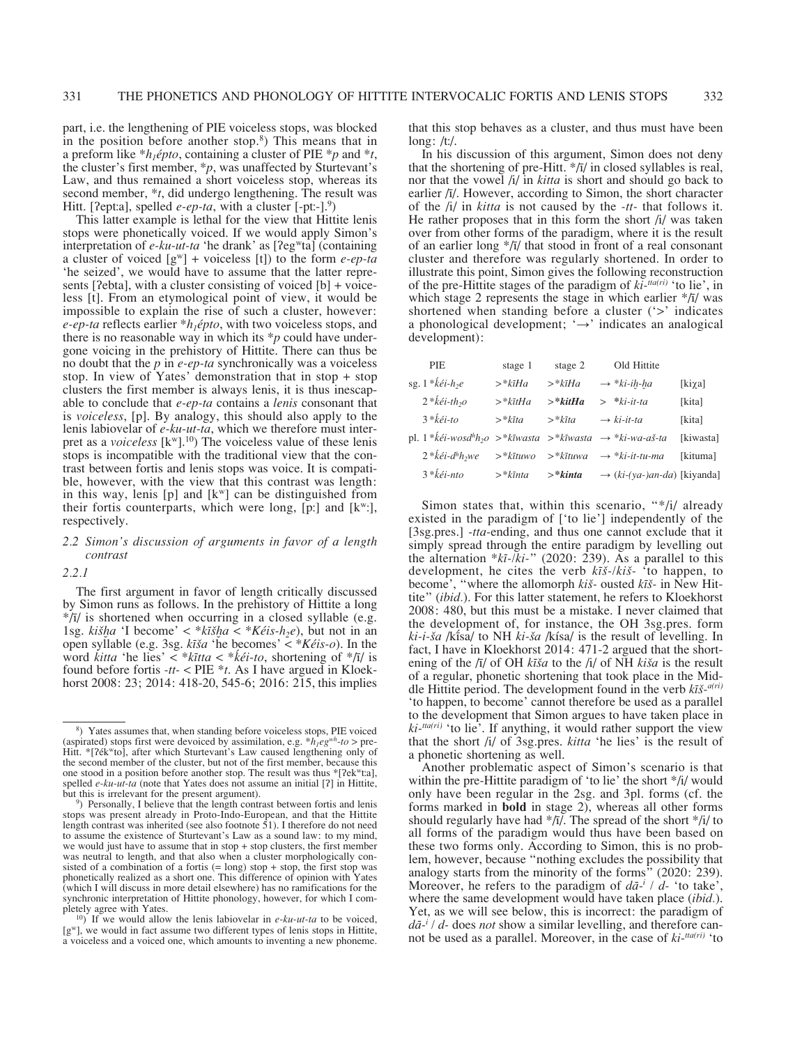part, i.e. the lengthening of PIE voiceless stops, was blocked in the position before another stop.[8]) This means that in a preform like *$h_1$épto, containing a cluster of PIE *p and *t, the cluster's first member, *p, was unaffected by Sturtevant's Law, and thus remained a short voiceless stop, whereas its second member, *t, did undergo lengthening. The result was Hitt. [ʔept:a], spelled *e-ep-ta*, with a cluster [-pt:-].[9])

This latter example is lethal for the view that Hittite lenis stops were phonetically voiced. If we would apply Simon's interpretation of *e-ku-ut-ta* 'he drank' as [ʔegʷta] (containing a cluster of voiced [gʷ] + voiceless [t]) to the form *e-ep-ta* 'he seized', we would have to assume that the latter represents [ʔebta], with a cluster consisting of voiced [b] + voiceless [t]. From an etymological point of view, it would be impossible to explain the rise of such a cluster, however: *e-ep-ta* reflects earlier *$h_1$épto, with two voiceless stops, and there is no reasonable way in which its *p could have undergone voicing in the prehistory of Hittite. There can thus be no doubt that the *p* in *e-ep-ta* synchronically was a voiceless stop. In view of Yates' demonstration that in stop + stop clusters the first member is always lenis, it is thus inescapable to conclude that *e-ep-ta* contains a *lenis* consonant that is *voiceless*, [p]. By analogy, this should also apply to the lenis labiovelar of *e-ku-ut-ta*, which we therefore must interpret as a *voiceless* [kʷ].[10]) The voiceless value of these lenis stops is incompatible with the traditional view that the contrast between fortis and lenis stops was voice. It is compatible, however, with the view that this contrast was length: in this way, lenis [p] and [kʷ] can be distinguished from their fortis counterparts, which were long, [p:] and [kʷ:], respectively.

### 2.2 Simon's discussion of arguments in favor of a length contrast

#### 2.2.1

The first argument in favor of length critically discussed by Simon runs as follows. In the prehistory of Hittite a long */ī/ is shortened when occurring in a closed syllable (e.g. 1sg. *kišḫa* 'I become' < *kīšḫa < *Kéis-$h_2$e), but not in an open syllable (e.g. 3sg. *kīša* 'he becomes' < *Kéis-o). In the word *kitta* 'he lies' < *kīta < *ḱéi-to, shortening of */ī/ is found before fortis *-tt-* < PIE *t. As I have argued in Kloekhorst 2008: 23; 2014: 418-20, 545-6; 2016: 215, this implies that this stop behaves as a cluster, and thus must have been long: /t:/.

In his discussion of this argument, Simon does not deny that the shortening of pre-Hitt. */ī/ in closed syllables is real, nor that the vowel /i/ in *kitta* is short and should go back to earlier /ī/. However, according to Simon, the short character of the /i/ in *kitta* is not caused by the *-tt-* that follows it. He rather proposes that in this form the short /i/ was taken over from other forms of the paradigm, where it is the result of an earlier long */ī/ that stood in front of a real consonant cluster and therefore was regularly shortened. In order to illustrate this point, Simon gives the following reconstruction of the pre-Hittite stages of the paradigm of *ki-$^{tta(ri)}$* 'to lie', in which stage 2 represents the stage in which earlier */ī/ was shortened when standing before a cluster ('>' indicates a phonological development; '→' indicates an analogical development):

| | PIE | stage 1 | stage 2 | Old Hittite | |
|---|---|---|---|---|---|
| sg. | 1 *ḱéi-$h_2$e | >*kīHa | >*kīHa | → *ki-iḫ-ḫa | [kiχa] |
| | 2 *ḱéi-t$h_2$o | >*kītHa | >***kitHa** | > *ki-it-ta | [kita] |
| | 3 *ḱéi-to | >*kīta | >*kīta | → ki-it-ta | [kita] |
| pl. | 1 *ḱéi-wosd$^h$$h_2$o | >*kīwasta | >*kīwasta | → *ki-wa-aš-ta | [kiwasta] |
| | 2 *ḱéi-d$^h$$h_2$we | >*kītuwo | >*kītuwa | → *ki-it-tu-ma | [kituma] |
| | 3 *ḱéi-nto | >*kīnta | >***kinta** | → (ki-(ya-)an-da) | [kiyanda] |

Simon states that, within this scenario, "*/i/ already existed in the paradigm of ['to lie'] independently of the [3sg.pres.] *-tta*-ending, and thus one cannot exclude that it simply spread through the entire paradigm by levelling out the alternation *kī-/ki-" (2020: 239). As a parallel to this development, he cites the verb *kīš-/kiš-* 'to happen, to become', "where the allomorph *kiš-* ousted *kīš-* in New Hittite" (*ibid.*). For this latter statement, he refers to Kloekhorst 2008: 480, but this must be a mistake. I never claimed that the development of, for instance, the OH 3sg.pres. form *ki-i-ša* /kísa/ to NH *ki-ša* /kísa/ is the result of levelling. In fact, I have in Kloekhorst 2014: 471-2 argued that the shortening of the /ī/ of OH *kīša* to the /i/ of NH *kiša* is the result of a regular, phonetic shortening that took place in the Middle Hittite period. The development found in the verb *kīš-$^{a(ri)}$* 'to happen, to become' cannot therefore be used as a parallel to the development that Simon argues to have taken place in *ki-$^{tta(ri)}$* 'to lie'. If anything, it would rather support the view that the short /i/ of 3sg.pres. *kitta* 'he lies' is the result of a phonetic shortening as well.

Another problematic aspect of Simon's scenario is that within the pre-Hittite paradigm of 'to lie' the short */i/ would only have been regular in the 2sg. and 3pl. forms (cf. the forms marked in **bold** in stage 2), whereas all other forms should regularly have had */ī/. The spread of the short */i/ to all forms of the paradigm would thus have been based on these two forms only. According to Simon, this is no problem, however, because "nothing excludes the possibility that analogy starts from the minority of the forms" (2020: 239). Moreover, he refers to the paradigm of *dā-$^i$* / *d-* 'to take', where the same development would have taken place (*ibid.*). Yet, as we will see below, this is incorrect: the paradigm of *dā-$^i$* / *d-* does *not* show a similar levelling, and therefore cannot be used as a parallel. Moreover, in the case of *ki-$^{tta(ri)}$* 'to

---

[8]) Yates assumes that, when standing before voiceless stops, PIE voiced (aspirated) stops first were devoiced by assimilation, e.g. *$h_1$eg$^{wh}$-to > pre-Hitt. *[ʔékʷto], after which Sturtevant's Law caused lengthening only of the second member of the cluster, but not of the first member, because this one stood in a position before another stop. The result was thus *[ʔekʷt:a], spelled *e-ku-ut-ta* (note that Yates does not assume an initial [ʔ] in Hittite, but this is irrelevant for the present argument).

[9]) Personally, I believe that the length contrast between fortis and lenis stops was present already in Proto-Indo-European, and that the Hittite length contrast was inherited (see also footnote 51). I therefore do not need to assume the existence of Sturtevant's Law as a sound law: to my mind, we would just have to assume that in stop + stop clusters, the first member was neutral to length, and that also when a cluster morphologically consisted of a combination of a fortis (= long) stop + stop, the first stop was phonetically realized as a short one. This difference of opinion with Yates (which I will discuss in more detail elsewhere) has no ramifications for the synchronic interpretation of Hittite phonology, however, for which I completely agree with Yates.

[10]) If we would allow the lenis labiovelar in *e-ku-ut-ta* to be voiced, [gʷ], we would in fact assume two different types of lenis stops in Hittite, a voiceless and a voiced one, which amounts to inventing a new phoneme.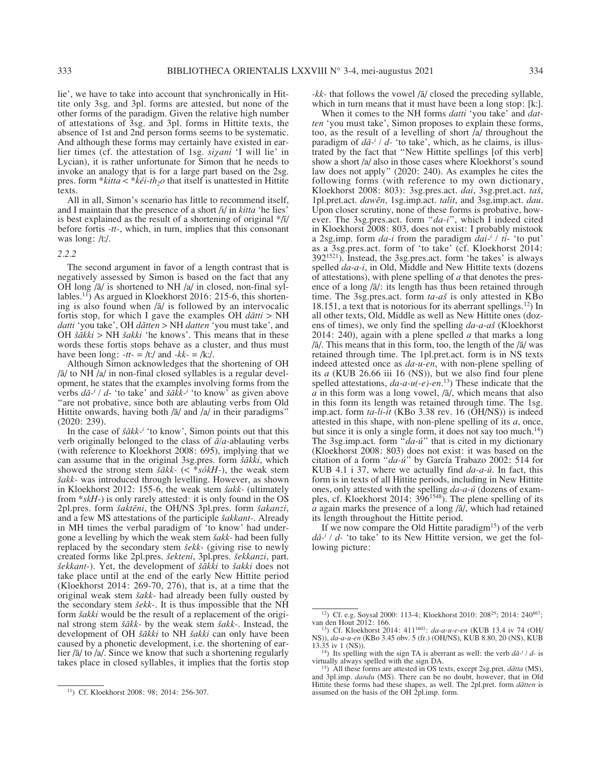lie', we have to take into account that synchronically in Hittite only 3sg. and 3pl. forms are attested, but none of the other forms of the paradigm. Given the relative high number of attestations of 3sg. and 3pl. forms in Hittite texts, the absence of 1st and 2nd person forms seems to be systematic. And although these forms may certainly have existed in earlier times (cf. the attestation of 1sg. *siχani* 'I will lie' in Lycian), it is rather unfortunate for Simon that he needs to invoke an analogy that is for a large part based on the 2sg. pres. form \**kitta* < \**k̑éi-th₂o* that itself is unattested in Hittite texts.

All in all, Simon's scenario has little to recommend itself, and I maintain that the presence of a short /i/ in *kitta* 'he lies' is best explained as the result of a shortening of original \*/ī/ before fortis *-tt-*, which, in turn, implies that this consonant was long: /tː/.

*2.2.2*

The second argument in favor of a length contrast that is negatively assessed by Simon is based on the fact that any OH long /ā/ is shortened to NH /a/ in closed, non-final syllables.[11] As argued in Kloekhorst 2016: 215-6, this shortening is also found when /ā/ is followed by an intervocalic fortis stop, for which I gave the examples OH *dātti* > NH *datti* 'you take', OH *dātten* > NH *datten* 'you must take', and OH *šākki* > NH *šakki* 'he knows'. This means that in these words these fortis stops behave as a cluster, and thus must have been long: *-tt-* = /tː/ and *-kk-* = /kː/.

Although Simon acknowledges that the shortening of OH /ā/ to NH /a/ in non-final closed syllables is a regular development, he states that the examples involving forms from the verbs *dā-ⁱ* / *d-* 'to take' and *šākk-ⁱ* 'to know' as given above "are not probative, since both are ablauting verbs from Old Hittite onwards, having both /ā/ and /a/ in their paradigms" (2020: 239).

In the case of *šākk-ⁱ* 'to know', Simon points out that this verb originally belonged to the class of *ā/a*-ablauting verbs (with reference to Kloekhorst 2008: 695), implying that we can assume that in the original 3sg.pres. form *šākki*, which showed the strong stem *šākk-* (< \**sókH-*), the weak stem *šakk-* was introduced through levelling. However, as shown in Kloekhorst 2012: 155-6, the weak stem *šakk-* (ultimately from \**skH-*) is only rarely attested: it is only found in the OS 2pl.pres. form *šaktēni*, the OH/NS 3pl.pres. form *šakanzi*, and a few MS attestations of the participle *šakkant-*. Already in MH times the verbal paradigm of 'to know' had undergone a levelling by which the weak stem *šakk-* had been fully replaced by the secondary stem *šekk-* (giving rise to newly created forms like 2pl.pres. *šekteni*, 3pl.pres. *šekkanzi*, part. *šekkant-*). Yet, the development of *šākki* to *šakki* does not take place until at the end of the early New Hittite period (Kloekhorst 2014: 269-70, 276), that is, at a time that the original weak stem *šakk-* had already been fully ousted by the secondary stem *šekk-*. It is thus impossible that the NH form *šakki* would be the result of a replacement of the original strong stem *šākk-* by the weak stem *šakk-*. Instead, the development of OH *šākki* to NH *šakki* can only have been caused by a phonetic development, i.e. the shortening of earlier /ā/ to /a/. Since we know that such a shortening regularly takes place in closed syllables, it implies that the fortis stop *-kk-* that follows the vowel /ā/ closed the preceding syllable, which in turn means that it must have been a long stop: [kː].

When it comes to the NH forms *datti* 'you take' and *datten* 'you must take', Simon proposes to explain these forms, too, as the result of a levelling of short /a/ throughout the paradigm of *dā-ⁱ* / *d-* 'to take', which, as he claims, is illustrated by the fact that "New Hittite spellings [of this verb] show a short /a/ also in those cases where Kloekhorst's sound law does not apply" (2020: 240). As examples he cites the following forms (with reference to my own dictionary, Kloekhorst 2008: 803): 3sg.pres.act. *dai*, 3sg.pret.act. *taš*, 1pl.pret.act. *dawēn*, 1sg.imp.act. *talit*, and 3sg.imp.act. *dau*. Upon closer scrutiny, none of these forms is probative, however. The 3sg.pres.act. form "*da-i*", which I indeed cited in Kloekhorst 2008: 803, does not exist: I probably mistook a 2sg.imp. form *da-i* from the paradigm *dai-ⁱ* / *ti-* 'to put' as a 3sg.pres.act. form of 'to take' (cf. Kloekhorst 2014: 392[1521]). Instead, the 3sg.pres.act. form 'he takes' is always spelled *da-a-i*, in Old, Middle and New Hittite texts (dozens of attestations), with plene spelling of *a* that denotes the presence of a long /ā/: its length has thus been retained through time. The 3sg.pres.act. form *ta-aš* is only attested in KBo 18.151, a text that is notorious for its aberrant spellings.[12] In all other texts, Old, Middle as well as New Hittite ones (dozens of times), we only find the spelling *da-a-aš* (Kloekhorst 2014: 240), again with a plene spelled *a* that marks a long /ā/. This means that in this form, too, the length of the /ā/ was retained through time. The 1pl.pret.act. form is in NS texts indeed attested once as *da-u-en*, with non-plene spelling of its *a* (KUB 26.66 iii 16 (NS)), but we also find four plene spelled attestations, *da-a-u(-e)-en*.[13] These indicate that the *a* in this form was a long vowel, /ā/, which means that also in this form its length was retained through time. The 1sg. imp.act. form *ta-li-it* (KBo 3.38 rev. 16 (OH/NS)) is indeed attested in this shape, with non-plene spelling of its *a*, once, but since it is only a single form, it does not say too much.[14] The 3sg.imp.act. form "*da-ú*" that is cited in my dictionary (Kloekhorst 2008: 803) does not exist: it was based on the citation of a form "*da-ú*" by García Trabazo 2002: 514 for KUB 4.1 i 37, where we actually find *da-a-ú*. In fact, this form is in texts of all Hittite periods, including in New Hittite ones, only attested with the spelling *da-a-ú* (dozens of examples, cf. Kloekhorst 2014: 396[1548]). The plene spelling of its *a* again marks the presence of a long /ā/, which had retained its length throughout the Hittite period.

If we now compare the Old Hittite paradigm[15] of the verb *dā-ⁱ* / *d-* 'to take' to its New Hittite version, we get the following picture:

---

[11]) Cf. Kloekhorst 2008: 98; 2014: 256-307.

[12]) Cf. e.g. Soysal 2000: 113-4; Kloekhorst 2010: 208[29]; 2014: 240[867]; van den Hout 2012: 166.

[13]) Cf. Kloekhorst 2014: 411[1603]: *da-a-u-e-en* (KUB 13.4 iv 74 (OH/NS)), *da-a-u-en* (KBo 3.45 obv. 5 (fr.) (OH/NS), KUB 8.80, 20 (NS), KUB 13.35 iv 1 (NS)).

[14]) Its spelling with the sign TA is aberrant as well: the verb *dā-ⁱ* / *d-* is virtually always spelled with the sign DA.

[15]) All these forms are attested in OS texts, except 2sg.pret. *dātta* (MS), and 3pl.imp. *dandu* (MS). There can be no doubt, however, that in Old Hittite these forms had these shapes, as well. The 2pl.pret. form *dātten* is assumed on the basis of the OH 2pl.imp. form.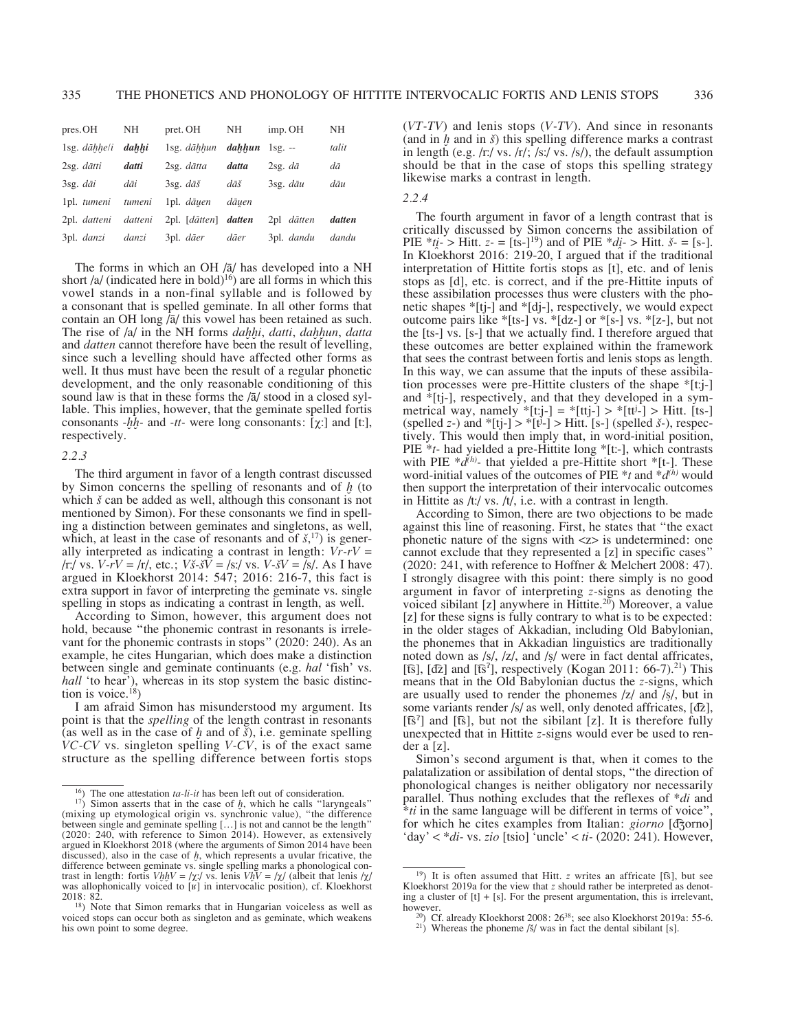| pres. OH | NH | pret. OH | NH | imp. OH | NH |
|---|---|---|---|---|---|
| 1sg. *dāḫḫe/i* | ***daḫḫi*** | 1sg. *dāḫḫun* | ***daḫḫun*** | 1sg. -- | *talit* |
| 2sg. *dātti* | ***datti*** | 2sg. *dātta* | ***datta*** | 2sg. *dā* | *dā* |
| 3sg. *dāi* | *dāi* | 3sg. *dāš* | *dāš* | 3sg. *dāu* | *dāu* |
| 1pl. *tumeni* | *tumeni* | 1pl. *dāu̯en* | *dāu̯en* | | |
| 2pl. *datteni* | *datteni* | 2pl. [*dātten*] | ***datten*** | 2pl *dātten* | ***datten*** |
| 3pl. *danzi* | *danzi* | 3pl. *dāer* | *dāer* | 3pl. *dandu* | *dandu* |

The forms in which an OH /ā/ has developed into a NH short /a/ (indicated here in bold)[16]) are all forms in which this vowel stands in a non-final syllable and is followed by a consonant that is spelled geminate. In all other forms that contain an OH long /ā/ this vowel has been retained as such. The rise of /a/ in the NH forms *daḫḫi*, *datti*, *daḫḫun*, *datta* and *datten* cannot therefore have been the result of levelling, since such a levelling should have affected other forms as well. It thus must have been the result of a regular phonetic development, and the only reasonable conditioning of this sound law is that in these forms the /ā/ stood in a closed syllable. This implies, however, that the geminate spelled fortis consonants *-ḫḫ-* and *-tt-* were long consonants: [χː] and [tː], respectively.

*2.2.3*

The third argument in favor of a length contrast discussed by Simon concerns the spelling of resonants and of *ḫ* (to which *š* can be added as well, although this consonant is not mentioned by Simon). For these consonants we find in spelling a distinction between geminates and singletons, as well, which, at least in the case of resonants and of *š*,[17]) is generally interpreted as indicating a contrast in length: *Vr-rV* = /rː/ vs. *V-rV* = /r/, etc.; *Vš-šV* = /sː/ vs. *V-šV* = /s/. As I have argued in Kloekhorst 2014: 547; 2016: 216-7, this fact is extra support in favor of interpreting the geminate vs. single spelling in stops as indicating a contrast in length, as well.

According to Simon, however, this argument does not hold, because "the phonemic contrast in resonants is irrelevant for the phonemic contrasts in stops" (2020: 240). As an example, he cites Hungarian, which does make a distinction between single and geminate continuants (e.g. *hal* 'fish' vs. *hall* 'to hear'), whereas in its stop system the basic distinction is voice.[18])

I am afraid Simon has misunderstood my argument. Its point is that the *spelling* of the length contrast in resonants (as well as in the case of *ḫ* and of *š*), i.e. geminate spelling *VC-CV* vs. singleton spelling *V-CV*, is of the exact same structure as the spelling difference between fortis stops (*VT-TV*) and lenis stops (*V-TV*). And since in resonants (and in *ḫ* and in *š*) this spelling difference marks a contrast in length (e.g. /rː/ vs. /r/; /sː/ vs. /s/), the default assumption should be that in the case of stops this spelling strategy likewise marks a contrast in length.

*2.2.4*

The fourth argument in favor of a length contrast that is critically discussed by Simon concerns the assibilation of PIE **ti̯-* > Hitt. *z-* = [ts-][19]) and of PIE **di̯-* > Hitt. *š-* = [s-]. In Kloekhorst 2016: 219-20, I argued that if the traditional interpretation of Hittite fortis stops as [t], etc. and of lenis stops as [d], etc. is correct, and if the pre-Hittite inputs of these assibilation processes thus were clusters with the phonetic shapes *[tj-] and *[dj-], respectively, we would expect outcome pairs like *[ts-] vs. *[dz-] or *[s-] vs. *[z-], but not the [ts-] vs. [s-] that we actually find. I therefore argued that these outcomes are better explained within the framework that sees the contrast between fortis and lenis stops as length. In this way, we can assume that the inputs of these assibilation processes were pre-Hittite clusters of the shape *[tːj-] and *[tj-], respectively, and that they developed in a symmetrical way, namely *[tːj-] = *[ttj-] > *[ttʲ-] > Hitt. [ts-] (spelled *z-*) and *[tj-] > *[tʲ-] > Hitt. [s-] (spelled *š-*), respectively. This would then imply that, in word-initial position, PIE **t-* had yielded a pre-Hittite long *[tː-], which contrasts with PIE **d^(h)-* that yielded a pre-Hittite short *[t-]. These word-initial values of the outcomes of PIE **t* and **d^(h)* would then support the interpretation of their intervocalic outcomes in Hittite as /tː/ vs. /t/, i.e. with a contrast in length.

According to Simon, there are two objections to be made against this line of reasoning. First, he states that "the exact phonetic nature of the signs with <z> is undetermined: one cannot exclude that they represented a [z] in specific cases" (2020: 241, with reference to Hoffner & Melchert 2008: 47). I strongly disagree with this point: there simply is no good argument in favor of interpreting *z*-signs as denoting the voiced sibilant [z] anywhere in Hittite.[20]) Moreover, a value [z] for these signs is fully contrary to what is to be expected: in the older stages of Akkadian, including Old Babylonian, the phonemes that in Akkadian linguistics are traditionally noted down as /s/, /z/, and /ṣ/ were in fact dental affricates, [t͡s], [d͡z] and [t͡sʔ], respectively (Kogan 2011: 66-7).[21]) This means that in the Old Babylonian ductus the *z*-signs, which are usually used to render the phonemes /z/ and /ṣ/, but in some variants render /s/ as well, only denoted affricates, [d͡z], [t͡sʔ] and [t͡s], but not the sibilant [z]. It is therefore fully unexpected that in Hittite *z*-signs would ever be used to render a [z].

Simon's second argument is that, when it comes to the palatalization or assibilation of dental stops, "the direction of phonological changes is neither obligatory nor necessarily parallel. Thus nothing excludes that the reflexes of **di* and **ti* in the same language will be different in terms of voice", for which he cites examples from Italian: *giorno* [d͡ʒorno] 'day' < **di-* vs. *zio* [tsio] 'uncle' < *ti-* (2020: 241). However,

---

[16]) The one attestation *ta-li-it* has been left out of consideration.

[17]) Simon asserts that in the case of *ḫ*, which he calls "laryngeals" (mixing up etymological origin vs. synchronic value), "the difference between single and geminate spelling […] is not and cannot be the length" (2020: 240, with reference to Simon 2014). However, as extensively argued in Kloekhorst 2018 (where the arguments of Simon 2014 have been discussed), also in the case of *ḫ*, which represents a uvular fricative, the difference between geminate vs. single spelling marks a phonological contrast in length: fortis *VḫḫV* = /χː/ vs. lenis *VḫV* = /χ/ (albeit that lenis /χ/ was allophonically voiced to [ʁ] in intervocalic position), cf. Kloekhorst 2018: 82.

[18]) Note that Simon remarks that in Hungarian voiceless as well as voiced stops can occur both as singleton and as geminate, which weakens his own point to some degree.

[19]) It is often assumed that Hitt. *z* writes an affricate [t͡s], but see Kloekhorst 2019a for the view that *z* should rather be interpreted as denoting a cluster of [t] + [s]. For the present argumentation, this is irrelevant, however.

[20]) Cf. already Kloekhorst 2008: 26[38]; see also Kloekhorst 2019a: 55-6.

[21]) Whereas the phoneme /š/ was in fact the dental sibilant [s].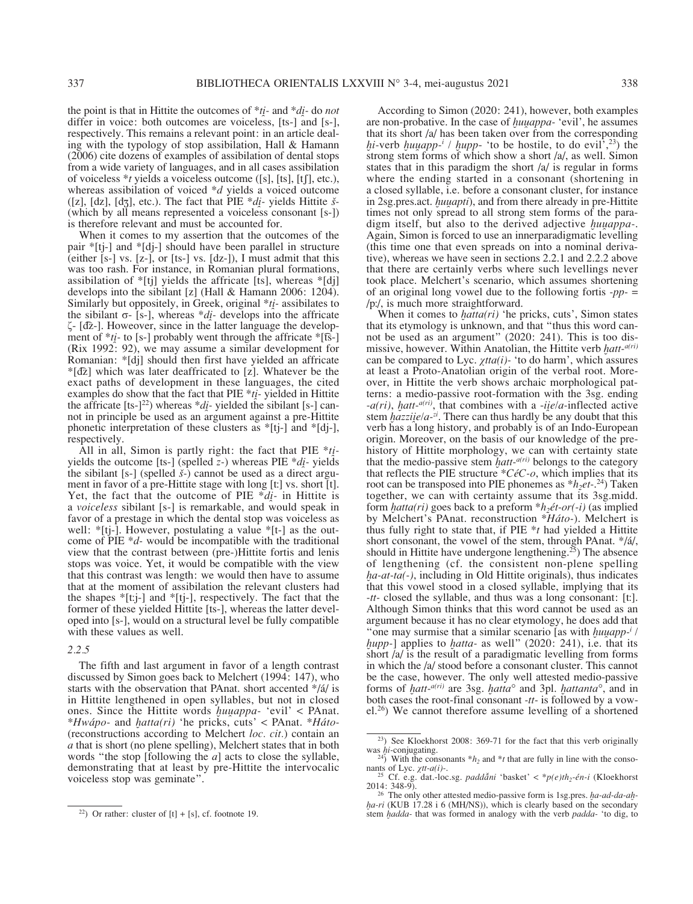the point is that in Hittite the outcomes of *ti̯- and *di̯- do *not* differ in voice: both outcomes are voiceless, [ts-] and [s-], respectively. This remains a relevant point: in an article dealing with the typology of stop assibilation, Hall & Hamann (2006) cite dozens of examples of assibilation of dental stops from a wide variety of languages, and in all cases assibilation of voiceless *t yields a voiceless outcome ([s], [ts], [tʃ], etc.), whereas assibilation of voiced *d yields a voiced outcome ([z], [dz], [dʒ], etc.). The fact that PIE *di̯- yields Hittite *š*- (which by all means represented a voiceless consonant [s-]) is therefore relevant and must be accounted for.

When it comes to my assertion that the outcomes of the pair *[tj-] and *[dj-] should have been parallel in structure (either [s-] vs. [z-], or [ts-] vs. [dz-]), I must admit that this was too rash. For instance, in Romanian plural formations, assibilation of *[tj] yields the affricate [ts], whereas *[dj] develops into the sibilant [z] (Hall & Hamann 2006: 1204). Similarly but oppositely, in Greek, original *ti̯- assibilates to the sibilant σ- [s-], whereas *di̯- develops into the affricate ζ- [d͡z-]. However, since in the latter language the development of *ti̯- to [s-] probably went through the affricate *[t͡s-] (Rix 1992: 92), we may assume a similar development for Romanian: *[dj] should then first have yielded an affricate *[d͡z] which was later deaffricated to [z]. Whatever be the exact paths of development in these languages, the cited examples do show that the fact that PIE *ti̯- yielded in Hittite the affricate [ts-][22] whereas *di̯- yielded the sibilant [s-] cannot in principle be used as an argument against a pre-Hittite phonetic interpretation of these clusters as *[tj-] and *[dj-], respectively.

All in all, Simon is partly right: the fact that PIE *ti̯- yields the outcome [ts-] (spelled *z*-) whereas PIE *di̯- yields the sibilant [s-] (spelled *š*-) cannot be used as a direct argument in favor of a pre-Hittite stage with long [t:] vs. short [t]. Yet, the fact that the outcome of PIE *di̯- in Hittite is a *voiceless* sibilant [s-] is remarkable, and would speak in favor of a prestage in which the dental stop was voiceless as well: *[tj-]. However, postulating a value *[t-] as the outcome of PIE *d- would be incompatible with the traditional view that the contrast between (pre-)Hittite fortis and lenis stops was voice. Yet, it would be compatible with the view that this contrast was length: we would then have to assume that at the moment of assibilation the relevant clusters had the shapes *[t:j-] and *[tj-], respectively. The fact that the former of these yielded Hittite [ts-], whereas the latter developed into [s-], would on a structural level be fully compatible with these values as well.

### 2.2.5

The fifth and last argument in favor of a length contrast discussed by Simon goes back to Melchert (1994: 147), who starts with the observation that PAnat. short accented */á/ is in Hittite lengthened in open syllables, but not in closed ones. Since the Hittite words *ḫuu̯appa-* 'evil' < PAnat. **Hwápo-* and *ḫatta(ri)* 'he pricks, cuts' < PAnat. **Háto-* (reconstructions according to Melchert *loc. cit.*) contain an *a* that is short (no plene spelling), Melchert states that in both words "the stop [following the *a*] acts to close the syllable, demonstrating that at least by pre-Hittite the intervocalic voiceless stop was geminate".

According to Simon (2020: 241), however, both examples are non-probative. In the case of *ḫuu̯appa-* 'evil', he assumes that its short /a/ has been taken over from the corresponding *ḫi*-verb *ḫuu̯app-*[i] / *ḫupp-* 'to be hostile, to do evil',[23]) the strong stem forms of which show a short /a/, as well. Simon states that in this paradigm the short /a/ is regular in forms where the ending started in a consonant (shortening in a closed syllable, i.e. before a consonant cluster, for instance in 2sg.pres.act. *ḫuu̯apti*), and from there already in pre-Hittite times not only spread to all strong stem forms of the paradigm itself, but also to the derived adjective *ḫuu̯appa-*. Again, Simon is forced to use an innerparadigmatic levelling (this time one that even spreads on into a nominal derivative), whereas we have seen in sections 2.2.1 and 2.2.2 above that there are certainly verbs where such levellings never took place. Melchert's scenario, which assumes shortening of an original long vowel due to the following fortis *-pp-* = /p:/, is much more straightforward.

When it comes to *ḫatta(ri)* 'he pricks, cuts', Simon states that its etymology is unknown, and that "thus this word cannot be used as an argument" (2020: 241). This is too dismissive, however. Within Anatolian, the Hittite verb *ḫatt-*[a(ri)] can be compared to Lyc. *χtta(i)-* 'to do harm', which assures at least a Proto-Anatolian origin of the verbal root. Moreover, in Hittite the verb shows archaic morphological patterns: a medio-passive root-formation with the 3sg. ending *-a(ri)*, *ḫatt-*[a(ri)], that combines with a *-ii̯e/a*-inflected active stem *ḫazzii̯e/a-*[zi]. There can thus hardly be any doubt that this verb has a long history, and probably is of an Indo-European origin. Moreover, on the basis of our knowledge of the prehistory of Hittite morphology, we can with certainty state that the medio-passive stem *ḫatt-*[a(ri)] belongs to the category that reflects the PIE structure **CéC-o*, which implies that its root can be transposed into PIE phonemes as *$h_2$et-.[24]) Taken together, we can with certainty assume that its 3sg.midd. form *ḫatta(ri)* goes back to a preform *$h_2$ét-or(-i) (as implied by Melchert's PAnat. reconstruction **Háto-*). Melchert is thus fully right to state that, if PIE *t had yielded a Hittite short consonant, the vowel of the stem, through PAnat. */á/, should in Hittite have undergone lengthening.[25]) The absence of lengthening (cf. the consistent non-plene spelling *ḫa-at-ta(-)*, including in Old Hittite originals), thus indicates that this vowel stood in a closed syllable, implying that its *-tt-* closed the syllable, and thus was a long consonant: [t:]. Although Simon thinks that this word cannot be used as an argument because it has no clear etymology, he does add that "one may surmise that a similar scenario [as with *ḫuu̯app-*[i] / *ḫupp-*] applies to *ḫatta-* as well" (2020: 241), i.e. that its short /a/ is the result of a paradigmatic levelling from forms in which the /a/ stood before a consonant cluster. This cannot be the case, however. The only well attested medio-passive forms of *ḫatt-*[a(ri)] are 3sg. *ḫatta*° and 3pl. *ḫattanta*°, and in both cases the root-final consonant *-tt-* is followed by a vowel.[26]) We cannot therefore assume levelling of a shortened

---

[22]) Or rather: cluster of [t] + [s], cf. footnote 19.

[23]) See Kloekhorst 2008: 369-71 for the fact that this verb originally was *ḫi*-conjugating.

[24]) With the consonants *$h_2$ and *t that are fully in line with the consonants of Lyc. *χtt-a(i)-*.

[25]) Cf. e.g. dat.-loc.sg. *paddāni* 'basket' < *p(e)th₂-én-i (Kloekhorst 2014: 348-9).

[26] The only other attested medio-passive form is 1sg.pres. *ḫa-ad-da-aḫ-ḫa-ri* (KUB 17.28 i 6 (MH/NS)), which is clearly based on the secondary stem *ḫadda-* that was formed in analogy with the verb *padda-* 'to dig, to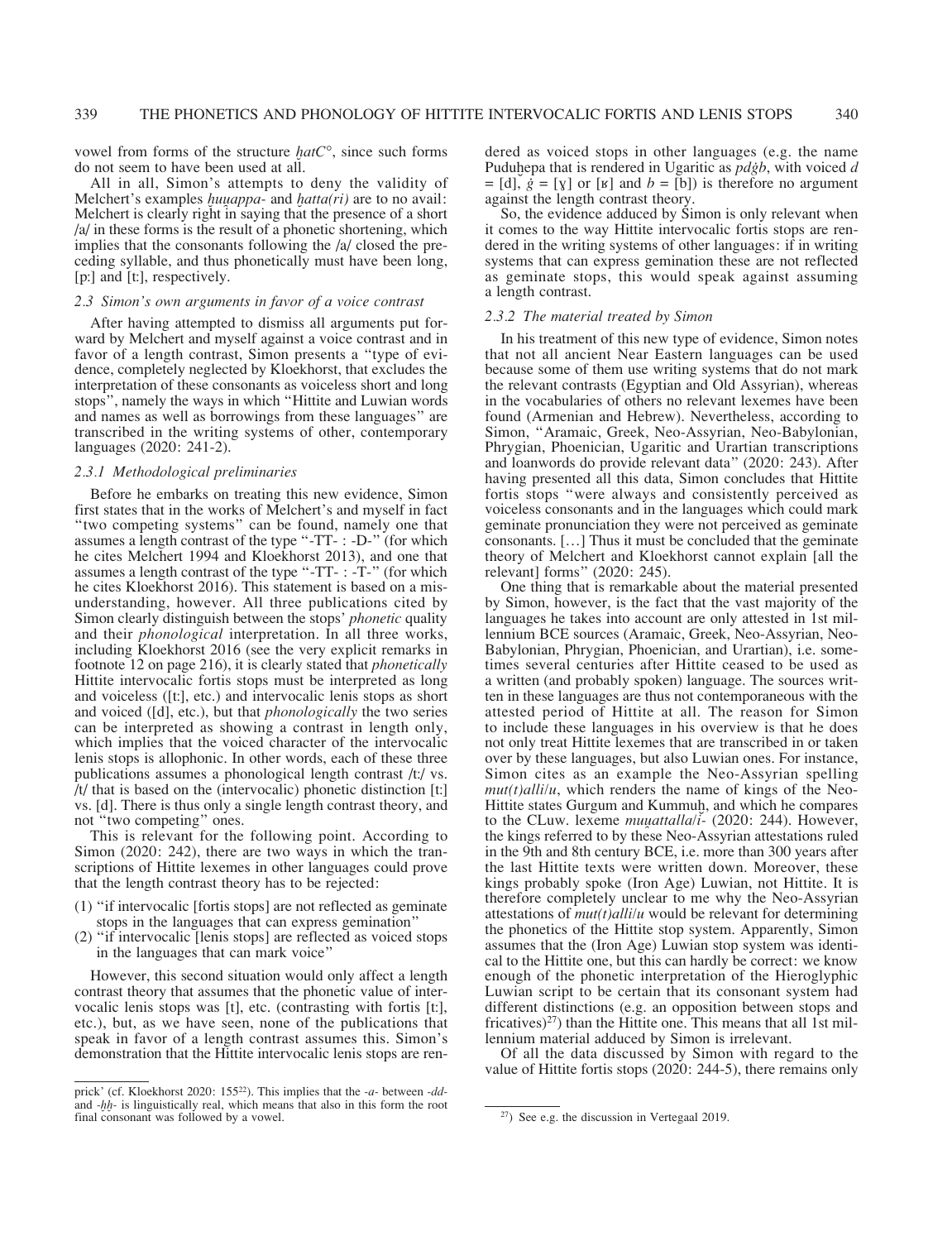vowel from forms of the structure *ḫatC°*, since such forms do not seem to have been used at all.

All in all, Simon's attempts to deny the validity of Melchert's examples *ḫuu̯appa-* and *ḫatta(ri)* are to no avail: Melchert is clearly right in saying that the presence of a short /a/ in these forms is the result of a phonetic shortening, which implies that the consonants following the /a/ closed the preceding syllable, and thus phonetically must have been long, [pː] and [tː], respectively.

### 2.3 Simon's own arguments in favor of a voice contrast

After having attempted to dismiss all arguments put forward by Melchert and myself against a voice contrast and in favor of a length contrast, Simon presents a "type of evidence, completely neglected by Kloekhorst, that excludes the interpretation of these consonants as voiceless short and long stops", namely the ways in which "Hittite and Luwian words and names as well as borrowings from these languages" are transcribed in the writing systems of other, contemporary languages (2020: 241-2).

#### 2.3.1 Methodological preliminaries

Before he embarks on treating this new evidence, Simon first states that in the works of Melchert's and myself in fact "two competing systems" can be found, namely one that assumes a length contrast of the type "-TT- : -D-" (for which he cites Melchert 1994 and Kloekhorst 2013), and one that assumes a length contrast of the type "-TT- : -T-" (for which he cites Kloekhorst 2016). This statement is based on a misunderstanding, however. All three publications cited by Simon clearly distinguish between the stops' *phonetic* quality and their *phonological* interpretation. In all three works, including Kloekhorst 2016 (see the very explicit remarks in footnote 12 on page 216), it is clearly stated that *phonetically* Hittite intervocalic fortis stops must be interpreted as long and voiceless ([tː], etc.) and intervocalic lenis stops as short and voiced ([d], etc.), but that *phonologically* the two series can be interpreted as showing a contrast in length only, which implies that the voiced character of the intervocalic lenis stops is allophonic. In other words, each of these three publications assumes a phonological length contrast /tː/ vs. /t/ that is based on the (intervocalic) phonetic distinction [tː] vs. [d]. There is thus only a single length contrast theory, and not "two competing" ones.

This is relevant for the following point. According to Simon (2020: 242), there are two ways in which the transcriptions of Hittite lexemes in other languages could prove that the length contrast theory has to be rejected:

(1) "if intervocalic [fortis stops] are not reflected as geminate stops in the languages that can express gemination"
(2) "if intervocalic [lenis stops] are reflected as voiced stops in the languages that can mark voice"

However, this second situation would only affect a length contrast theory that assumes that the phonetic value of intervocalic lenis stops was [t], etc. (contrasting with fortis [tː], etc.), but, as we have seen, none of the publications that speak in favor of a length contrast assumes this. Simon's demonstration that the Hittite intervocalic lenis stops are rendered as voiced stops in other languages (e.g. the name Puduḫepa that is rendered in Ugaritic as *pdǵb*, with voiced *d* = [d], *ǵ* = [ɣ] or [ʁ] and *b* = [b]) is therefore no argument against the length contrast theory.

So, the evidence adduced by Simon is only relevant when it comes to the way Hittite intervocalic fortis stops are rendered in the writing systems of other languages: if in writing systems that can express gemination these are not reflected as geminate stops, this would speak against assuming a length contrast.

#### 2.3.2 The material treated by Simon

In his treatment of this new type of evidence, Simon notes that not all ancient Near Eastern languages can be used because some of them use writing systems that do not mark the relevant contrasts (Egyptian and Old Assyrian), whereas in the vocabularies of others no relevant lexemes have been found (Armenian and Hebrew). Nevertheless, according to Simon, "Aramaic, Greek, Neo-Assyrian, Neo-Babylonian, Phrygian, Phoenician, Ugaritic and Urartian transcriptions and loanwords do provide relevant data" (2020: 243). After having presented all this data, Simon concludes that Hittite fortis stops "were always and consistently perceived as voiceless consonants and in the languages which could mark geminate pronunciation they were not perceived as geminate consonants. […] Thus it must be concluded that the geminate theory of Melchert and Kloekhorst cannot explain [all the relevant] forms" (2020: 245).

One thing that is remarkable about the material presented by Simon, however, is the fact that the vast majority of the languages he takes into account are only attested in 1st millennium BCE sources (Aramaic, Greek, Neo-Assyrian, Neo-Babylonian, Phrygian, Phoenician, and Urartian), i.e. sometimes several centuries after Hittite ceased to be used as a written (and probably spoken) language. The sources written in these languages are thus not contemporaneous with the attested period of Hittite at all. The reason for Simon to include these languages in his overview is that he does not only treat Hittite lexemes that are transcribed in or taken over by these languages, but also Luwian ones. For instance, Simon cites as an example the Neo-Assyrian spelling *mut(t)alli/u*, which renders the name of kings of the Neo-Hittite states Gurgum and Kummuḫ, and which he compares to the CLuw. lexeme *muu̯attalla/i-* (2020: 244). However, the kings referred to by these Neo-Assyrian attestations ruled in the 9th and 8th century BCE, i.e. more than 300 years after the last Hittite texts were written down. Moreover, these kings probably spoke (Iron Age) Luwian, not Hittite. It is therefore completely unclear to me why the Neo-Assyrian attestations of *mut(t)alli/u* would be relevant for determining the phonetics of the Hittite stop system. Apparently, Simon assumes that the (Iron Age) Luwian stop system was identical to the Hittite one, but this can hardly be correct: we know enough of the phonetic interpretation of the Hieroglyphic Luwian script to be certain that its consonant system had different distinctions (e.g. an opposition between stops and fricatives)[27] than the Hittite one. This means that all 1st millennium material adduced by Simon is irrelevant.

Of all the data discussed by Simon with regard to the value of Hittite fortis stops (2020: 244-5), there remains only

prick' (cf. Kloekhorst 2020: 155[22]). This implies that the *-a-* between *-dd-* and *-ḫḫ-* is linguistically real, which means that also in this form the root final consonant was followed by a vowel.

[27]) See e.g. the discussion in Vertegaal 2019.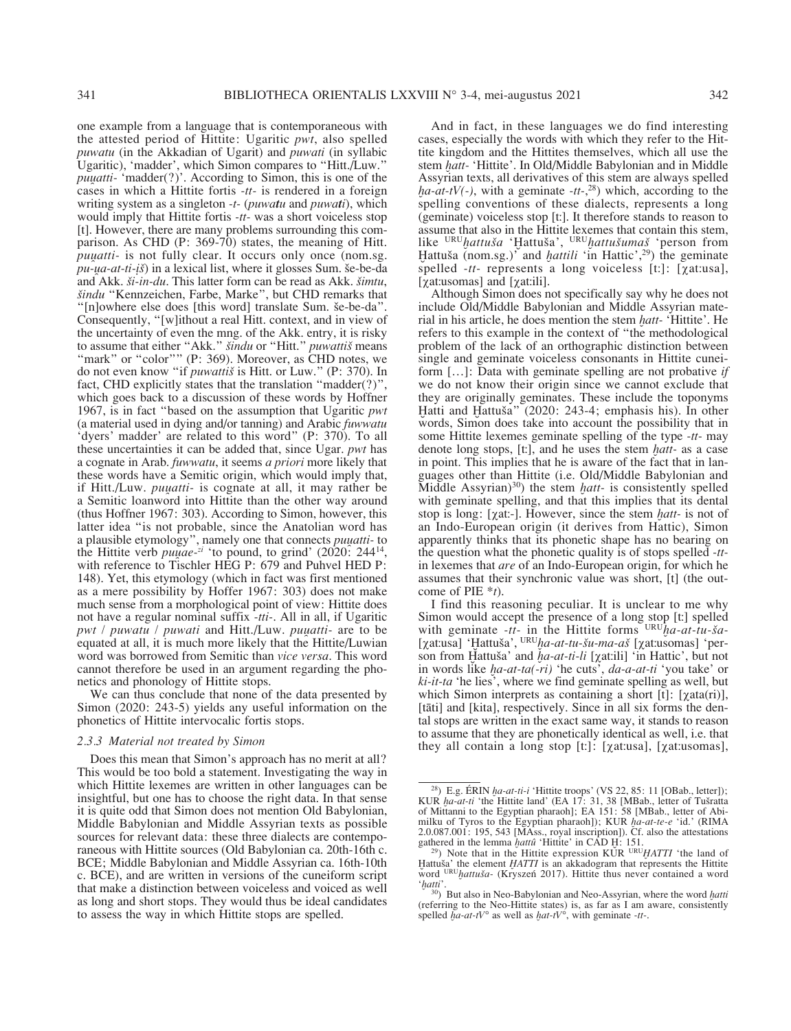one example from a language that is contemporaneous with the attested period of Hittite: Ugaritic *pwt*, also spelled *puwatu* (in the Akkadian of Ugarit) and *puwati* (in syllabic Ugaritic), 'madder', which Simon compares to "Hitt./Luw." *pu̯u̯atti-* 'madder(?)'. According to Simon, this is one of the cases in which a Hittite fortis *-tt-* is rendered in a foreign writing system as a singleton *-t-* (*puwa**t**u* and *puwa**t**i*), which would imply that Hittite fortis *-tt-* was a short voiceless stop [t]. However, there are many problems surrounding this comparison. As CHD (P: 369-70) states, the meaning of Hitt. *pu̯u̯atti-* is not fully clear. It occurs only once (nom.sg. *pu-u̯a-at-ti-i̯š*) in a lexical list, where it glosses Sum. še-be-da and Akk. *ši-in-du*. This latter form can be read as Akk. *šimtu*, *šindu* "Kennzeichen, Farbe, Marke", but CHD remarks that "[n]owhere else does [this word] translate Sum. še-be-da". Consequently, "[w]ithout a real Hitt. context, and in view of the uncertainty of even the mng. of the Akk. entry, it is risky to assume that either "Akk." *šindu* or "Hitt." *puwattiš* means "mark" or "color"" (P: 369). Moreover, as CHD notes, we do not even know "if *puwattiš* is Hitt. or Luw." (P: 370). In fact, CHD explicitly states that the translation "madder(?)", which goes back to a discussion of these words by Hoffner 1967, is in fact "based on the assumption that Ugaritic *pwt* (a material used in dying and/or tanning) and Arabic *fuwwatu* 'dyers' madder' are related to this word" (P: 370). To all these uncertainties it can be added that, since Ugar. *pwt* has a cognate in Arab. *fuwwatu*, it seems *a priori* more likely that these words have a Semitic origin, which would imply that, if Hitt./Luw. *pu̯u̯atti-* is cognate at all, it may rather be a Semitic loanword into Hittite than the other way around (thus Hoffner 1967: 303). According to Simon, however, this latter idea "is not probable, since the Anatolian word has a plausible etymology", namely one that connects *pu̯u̯atti-* to the Hittite verb *pu̯u̯ae-*[zi] 'to pound, to grind' (2020: 244[14], with reference to Tischler HEG P: 679 and Puhvel HED P: 148). Yet, this etymology (which in fact was first mentioned as a mere possibility by Hoffer 1967: 303) does not make much sense from a morphological point of view: Hittite does not have a regular nominal suffix *-tti-*. All in all, if Ugaritic *pwt* / *puwatu* / *puwati* and Hitt./Luw. *pu̯u̯atti-* are to be equated at all, it is much more likely that the Hittite/Luwian word was borrowed from Semitic than *vice versa*. This word cannot therefore be used in an argument regarding the phonetics and phonology of Hittite stops.

We can thus conclude that none of the data presented by Simon (2020: 243-5) yields any useful information on the phonetics of Hittite intervocalic fortis stops.

### *2.3.3 Material not treated by Simon*

Does this mean that Simon's approach has no merit at all? This would be too bold a statement. Investigating the way in which Hittite lexemes are written in other languages can be insightful, but one has to choose the right data. In that sense it is quite odd that Simon does not mention Old Babylonian, Middle Babylonian and Middle Assyrian texts as possible sources for relevant data: these three dialects are contemporaneous with Hittite sources (Old Babylonian ca. 20th-16th c. BCE; Middle Babylonian and Middle Assyrian ca. 16th-10th c. BCE), and are written in versions of the cuneiform script that make a distinction between voiceless and voiced as well as long and short stops. They would thus be ideal candidates to assess the way in which Hittite stops are spelled.

And in fact, in these languages we do find interesting cases, especially the words with which they refer to the Hittite kingdom and the Hittites themselves, which all use the stem *ḫatt-* 'Hittite'. In Old/Middle Babylonian and in Middle Assyrian texts, all derivatives of this stem are always spelled *ḫa-at-tV(-)*, with a geminate *-tt-*,[28]) which, according to the spelling conventions of these dialects, represents a long (geminate) voiceless stop [tː]. It therefore stands to reason to assume that also in the Hittite lexemes that contain this stem, like [URU]*ḫattuša* 'Ḫattuša', [URU]*ḫattušumaš* 'person from Ḫattuša (nom.sg.)' and *ḫattili* 'in Hattic',[29]) the geminate spelled *-tt-* represents a long voiceless [tː]: [χatːusa], [χatːusomas] and [χatːili].

Although Simon does not specifically say why he does not include Old/Middle Babylonian and Middle Assyrian material in his article, he does mention the stem *ḫatt-* 'Hittite'. He refers to this example in the context of "the methodological problem of the lack of an orthographic distinction between single and geminate voiceless consonants in Hittite cuneiform […]: Data with geminate spelling are not probative *if* we do not know their origin since we cannot exclude that they are originally geminates. These include the toponyms Ḫatti and Ḫattuša" (2020: 243-4; emphasis his). In other words, Simon does take into account the possibility that in some Hittite lexemes geminate spelling of the type *-tt-* may denote long stops, [tː], and he uses the stem *ḫatt-* as a case in point. This implies that he is aware of the fact that in languages other than Hittite (i.e. Old/Middle Babylonian and Middle Assyrian)[30]) the stem *ḫatt-* is consistently spelled with geminate spelling, and that this implies that its dental stop is long: [χatː-]. However, since the stem *ḫatt-* is not of an Indo-European origin (it derives from Hattic), Simon apparently thinks that its phonetic shape has no bearing on the question what the phonetic quality is of stops spelled *-tt-* in lexemes that *are* of an Indo-European origin, for which he assumes that their synchronic value was short, [t] (the outcome of PIE *\*t*).

I find this reasoning peculiar. It is unclear to me why Simon would accept the presence of a long stop [tː] spelled with geminate *-tt-* in the Hittite forms [URU]*ḫa-at-tu-ša-* [χatːusa] 'Ḫattuša', [URU]*ḫa-at-tu-šu-ma-aš* [χatːusomas] 'person from Ḫattuša' and *ḫa-at-ti-li* [χatːili] 'in Hattic', but not in words like *ḫa-at-ta(-ri)* 'he cuts', *da-a-at-ti* 'you take' or *ki-it-ta* 'he lies', where we find geminate spelling as well, but which Simon interprets as containing a short [t]: [χata(ri)], [tāti] and [kita], respectively. Since in all six forms the dental stops are written in the exact same way, it stands to reason to assume that they are phonetically identical as well, i.e. that they all contain a long stop [tː]: [χatːusa], [χatːusomas],

---

[28]) E.g. ÉRIN *ḫa-at-ti-i* 'Hittite troops' (VS 22, 85: 11 [OBab., letter]); KUR *ḫa-at-ti* 'the Hittite land' (EA 17: 31, 38 [MBab., letter of Tušratta of Mittanni to the Egyptian pharaoh]; EA 151: 58 [MBab., letter of Abimilku of Tyros to the Egyptian pharaoh]); KUR *ḫa-at-te-e* 'id.' (RIMA 2.0.087.001: 195, 543 [MAss., royal inscription]). Cf. also the attestations gathered in the lemma *ḫattû* 'Hittite' in CAD Ḫ: 151.

[29]) Note that in the Hittite expression KUR [URU]*ḪATTI* 'the land of Ḫattuša' the element *ḪATTI* is an akkadogram that represents the Hittite word [URU]*ḫattuša-* (Kryszeń 2017). Hittite thus never contained a word '*ḫatti*'.

[30]) But also in Neo-Babylonian and Neo-Assyrian, where the word *ḫatti* (referring to the Neo-Hittite states) is, as far as I am aware, consistently spelled *ḫa-at-tV°* as well as *ḫat-tV°*, with geminate *-tt-*.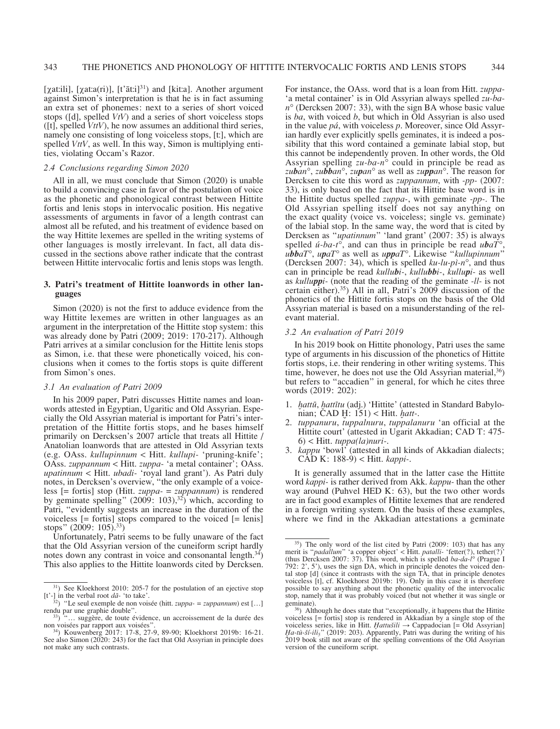[χat:ili], [χat:a(ri)], [t'āt:i][31]) and [kit:a]. Another argument against Simon's interpretation is that he is in fact assuming an extra set of phonemes: next to a series of short voiced stops ([d], spelled *VtV*) and a series of short voiceless stops ([t], spelled *VttV*), he now assumes an additional third series, namely one consisting of long voiceless stops, [t:], which are spelled *VttV*, as well. In this way, Simon is multiplying entities, violating Occam's Razor.

### 2.4 Conclusions regarding Simon 2020

All in all, we must conclude that Simon (2020) is unable to build a convincing case in favor of the postulation of voice as the phonetic and phonological contrast between Hittite fortis and lenis stops in intervocalic position. His negative assessments of arguments in favor of a length contrast can almost all be refuted, and his treatment of evidence based on the way Hittite lexemes are spelled in the writing systems of other languages is mostly irrelevant. In fact, all data discussed in the sections above rather indicate that the contrast between Hittite intervocalic fortis and lenis stops was length.

## 3. Patri's treatment of Hittite loanwords in other languages

Simon (2020) is not the first to adduce evidence from the way Hittite lexemes are written in other languages as an argument in the interpretation of the Hittite stop system: this was already done by Patri (2009; 2019: 170-217). Although Patri arrives at a similar conclusion for the Hittite lenis stops as Simon, i.e. that these were phonetically voiced, his conclusions when it comes to the fortis stops is quite different from Simon's ones.

### 3.1 An evaluation of Patri 2009

In his 2009 paper, Patri discusses Hittite names and loanwords attested in Egyptian, Ugaritic and Old Assyrian. Especially the Old Assyrian material is important for Patri's interpretation of the Hittite fortis stops, and he bases himself primarily on Dercksen's 2007 article that treats all Hittite / Anatolian loanwords that are attested in Old Assyrian texts (e.g. OAss. *kullupinnum* < Hitt. *kullupi-* 'pruning-knife'; OAss. *zuppannum* < Hitt. *zuppa-* 'a metal container'; OAss. *upatinnum* < Hitt. *ubadi-* 'royal land grant'). As Patri duly notes, in Dercksen's overview, "the only example of a voiceless [= fortis] stop (Hitt. *zuppa-* = *zuppannum*) is rendered by geminate spelling" (2009: 103),[32]) which, according to Patri, "evidently suggests an increase in the duration of the voiceless [= fortis] stops compared to the voiced [= lenis] stops" (2009: 105).[33])

Unfortunately, Patri seems to be fully unaware of the fact that the Old Assyrian version of the cuneiform script hardly notes down any contrast in voice and consonantal length.[34]) This also applies to the Hittite loanwords cited by Dercksen. For instance, the OAss. word that is a loan from Hitt. *zuppa-* 'a metal container' is in Old Assyrian always spelled *zu-ba-n°* (Dercksen 2007: 33), with the sign BA whose basic value is *ba*, with voiced *b*, but which in Old Assyrian is also used in the value *pá*, with voiceless *p*. Moreover, since Old Assyrian hardly ever explicitly spells geminates, it is indeed a possibility that this word contained a geminate labial stop, but this cannot be independently proven. In other words, the Old Assyrian spelling *zu-ba-n°* could in principle be read as *zu**b**an°*, *zu**bb**an°*, *zu**p**an°* as well as *zu**pp**an°*. The reason for Dercksen to cite this word as *zuppannum*, with *-pp-* (2007: 33), is only based on the fact that its Hittite base word is in the Hittite ductus spelled *zuppa-*, with geminate *-pp-*. The Old Assyrian spelling itself does not say anything on the exact quality (voice vs. voiceless; single vs. geminate) of the labial stop. In the same way, the word that is cited by Dercksen as "*upatinnum*" 'land grant' (2007: 35) is always spelled *ú-ba-t°*, and can thus in principle be read *u**b**aT°*, *u**bb**aT°*, *u**p**aT°* as well as *u**pp**aT°*. Likewise "*kullupinnum*" (Dercksen 2007: 34), which is spelled *ku-lu-pì-n°*, and thus can in principle be read *kullu**b**i-*, *kullu**bb**i-*, *kullu**p**i-* as well as *kullu**pp**i-* (note that the reading of the geminate *-ll-* is not certain either).[35]) All in all, Patri's 2009 discussion of the phonetics of the Hittite fortis stops on the basis of the Old Assyrian material is based on a misunderstanding of the relevant material.

### 3.2 An evaluation of Patri 2019

In his 2019 book on Hittite phonology, Patri uses the same type of arguments in his discussion of the phonetics of Hittite fortis stops, i.e. their rendering in other writing systems. This time, however, he does not use the Old Assyrian material,[36]) but refers to "accadien" in general, for which he cites three words (2019: 202):

1. *ḫattû*, *ḫattītu* (adj.) 'Hittite' (attested in Standard Babylonian; CAD Ḫ: 151) < Hitt. *ḫatt-*.
2. *tuppanuru*, *tuppalnuru*, *tuppalanuru* 'an official at the Hittite court' (attested in Ugarit Akkadian; CAD T: 475-6) < Hitt. *tuppa(la)nuri-*.
3. *kappu* 'bowl' (attested in all kinds of Akkadian dialects; CAD K: 188-9) < Hitt. *kappi-*.

It is generally assumed that in the latter case the Hittite word *kappi-* is rather derived from Akk. *kappu-* than the other way around (Puhvel HED K: 63), but the two other words are in fact good examples of Hittite lexemes that are rendered in a foreign writing system. On the basis of these examples, where we find in the Akkadian attestations a geminate

---

[31]) See Kloekhorst 2010: 205-7 for the postulation of an ejective stop [t'-] in the verbal root *dā-* 'to take'.

[32]) "Le seul exemple de non voisée (hitt. *zuppa-* = *zuppannum*) est […] rendu par une graphie double".

[33]) "… suggère, de toute évidence, un accroissement de la durée des non voisées par rapport aux voisées".

[34]) Kouwenberg 2017: 17-8, 27-9, 89-90; Kloekhorst 2019b: 16-21. See also Simon (2020: 243) for the fact that Old Assyrian in principle does not make any such contrasts.

[35]) The only word of the list cited by Patri (2009: 103) that has any merit is "*padallum*" 'a copper object' < Hitt. *patalli-* 'fetter(?), tether(?)' (thus Dercksen 2007: 37). This word, which is spelled *ba-da-l°* (Prague I 792: 2', 5'), uses the sign DA, which in principle denotes the voiced dental stop [d] (since it contrasts with the sign TA, that in principle denotes voiceless [t], cf. Kloekhorst 2019b: 19). Only in this case it is therefore possible to say anything about the phonetic quality of the intervocalic stop, namely that it was probably voiced (but not whether it was single or geminate).

[36]) Although he does state that "exceptionally, it happens that the Hittite voiceless [= fortis] stop is rendered in Akkadian by a single stop of the voiceless series, like in Hitt. *Ḫattušili* → Cappadocian [= Old Assyrian] *Ḫa-tù-ší-il$_5$*" (2019: 203). Apparently, Patri was during the writing of his 2019 book still not aware of the spelling conventions of the Old Assyrian version of the cuneiform script.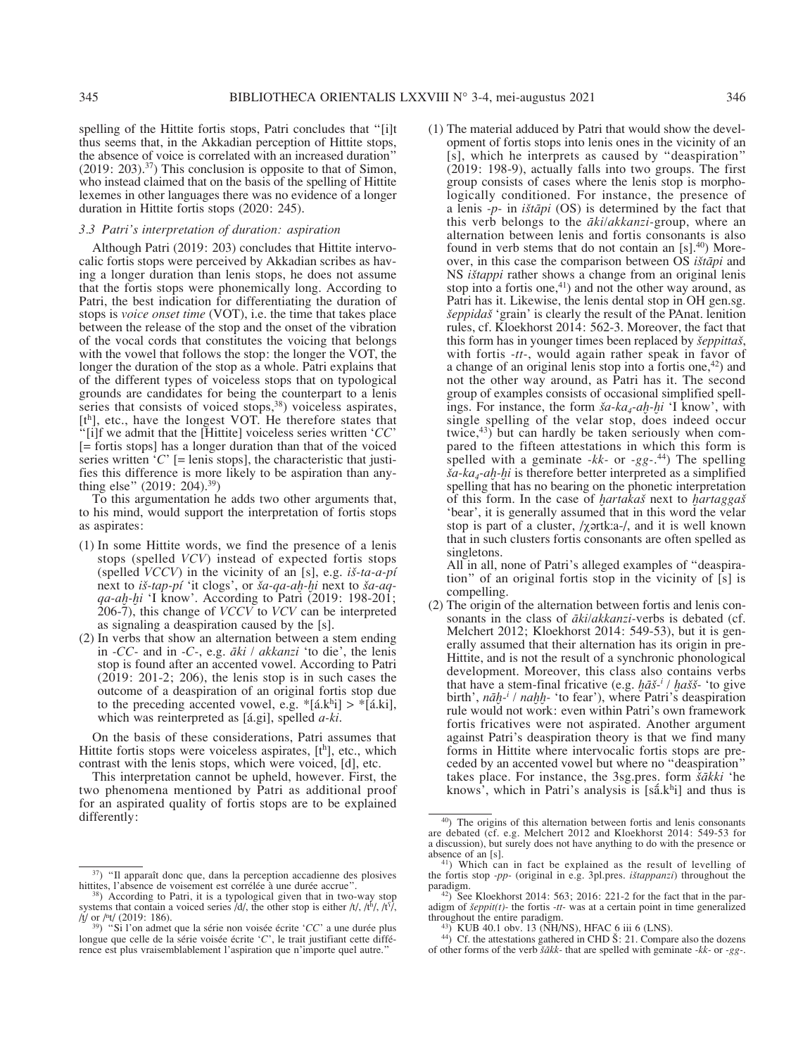spelling of the Hittite fortis stops, Patri concludes that "[i]t thus seems that, in the Akkadian perception of Hittite stops, the absence of voice is correlated with an increased duration" (2019: 203).[37] This conclusion is opposite to that of Simon, who instead claimed that on the basis of the spelling of Hittite lexemes in other languages there was no evidence of a longer duration in Hittite fortis stops (2020: 245).

### 3.3 Patri's interpretation of duration: aspiration

Although Patri (2019: 203) concludes that Hittite intervocalic fortis stops were perceived by Akkadian scribes as having a longer duration than lenis stops, he does not assume that the fortis stops were phonemically long. According to Patri, the best indication for differentiating the duration of stops is *voice onset time* (VOT), i.e. the time that takes place between the release of the stop and the onset of the vibration of the vocal cords that constitutes the voicing that belongs with the vowel that follows the stop: the longer the VOT, the longer the duration of the stop as a whole. Patri explains that of the different types of voiceless stops that on typological grounds are candidates for being the counterpart to a lenis series that consists of voiced stops,[38] voiceless aspirates, [tʰ], etc., have the longest VOT. He therefore states that "[i]f we admit that the [Hittite] voiceless series written '*CC*' [= fortis stops] has a longer duration than that of the voiced series written '*C*' [= lenis stops], the characteristic that justifies this difference is more likely to be aspiration than anything else" (2019: 204).[39]

To this argumentation he adds two other arguments that, to his mind, would support the interpretation of fortis stops as aspirates:

(1) In some Hittite words, we find the presence of a lenis stops (spelled *VCV*) instead of expected fortis stops (spelled *VCCV*) in the vicinity of an [s], e.g. *iš-ta-a-pí* next to *iš-tap-pí* 'it clogs', or *ša-qa-aḫ-ḫi* next to *ša-aq-qa-aḫ-ḫi* 'I know'. According to Patri (2019: 198-201; 206-7), this change of *VCCV* to *VCV* can be interpreted as signaling a deaspiration caused by the [s].

(2) In verbs that show an alternation between a stem ending in *-CC-* and in *-C-*, e.g. *āki* / *akkanzi* 'to die', the lenis stop is found after an accented vowel. According to Patri (2019: 201-2; 206), the lenis stop is in such cases the outcome of a deaspiration of an original fortis stop due to the preceding accented vowel, e.g. *[á.kʰi] > *[á.ki], which was reinterpreted as [á.gi], spelled *a-ki*.

On the basis of these considerations, Patri assumes that Hittite fortis stops were voiceless aspirates, [tʰ], etc., which contrast with the lenis stops, which were voiced, [d], etc.

This interpretation cannot be upheld, however. First, the two phenomena mentioned by Patri as additional proof for an aspirated quality of fortis stops are to be explained differently:

(1) The material adduced by Patri that would show the development of fortis stops into lenis ones in the vicinity of an [s], which he interprets as caused by "deaspiration" (2019: 198-9), actually falls into two groups. The first group consists of cases where the lenis stop is morphologically conditioned. For instance, the presence of a lenis *-p-* in *ištāpi* (OS) is determined by the fact that this verb belongs to the *āki*/*akkanzi*-group, where an alternation between lenis and fortis consonants is also found in verb stems that do not contain an [s].[40] Moreover, in this case the comparison between OS *ištāpi* and NS *ištappi* rather shows a change from an original lenis stop into a fortis one,[41] and not the other way around, as Patri has it. Likewise, the lenis dental stop in OH gen.sg. *šeppidaš* 'grain' is clearly the result of the PAnat. lenition rules, cf. Kloekhorst 2014: 562-3. Moreover, the fact that this form has in younger times been replaced by *šeppittaš*, with fortis *-tt-*, would again rather speak in favor of a change of an original lenis stop into a fortis one,[42] and not the other way around, as Patri has it. The second group of examples consists of occasional simplified spellings. For instance, the form *ša-ka₄-aḫ-ḫi* 'I know', with single spelling of the velar stop, does indeed occur twice,[43] but can hardly be taken seriously when compared to the fifteen attestations in which this form is spelled with a geminate *-kk-* or *-gg-*.[44] The spelling *ša-ka₄-aḫ-ḫi* is therefore better interpreted as a simplified spelling that has no bearing on the phonetic interpretation of this form. In the case of *ḫartakaš* next to *ḫartaggaš* 'bear', it is generally assumed that in this word the velar stop is part of a cluster, /χərtkːa-/, and it is well known that in such clusters fortis consonants are often spelled as singletons.

All in all, none of Patri's alleged examples of "deaspiration" of an original fortis stop in the vicinity of [s] is compelling.

(2) The origin of the alternation between fortis and lenis consonants in the class of *āki*/*akkanzi*-verbs is debated (cf. Melchert 2012; Kloekhorst 2014: 549-53), but it is generally assumed that their alternation has its origin in pre-Hittite, and is not the result of a synchronic phonological development. Moreover, this class also contains verbs that have a stem-final fricative (e.g. *ḫāš-ⁱ* / *ḫašš-* 'to give birth', *nāḫ-ⁱ* / *naḫḫ-* 'to fear'), where Patri's deaspiration rule would not work: even within Patri's own framework fortis fricatives were not aspirated. Another argument against Patri's deaspiration theory is that we find many forms in Hittite where intervocalic fortis stops are preceded by an accented vowel but where no "deaspiration" takes place. For instance, the 3sg.pres. form *šākki* 'he knows', which in Patri's analysis is [sá.kʰi] and thus is

---

[37] "Il apparaît donc que, dans la perception accadienne des plosives hittites, l'absence de voisement est corrélée à une durée accrue".

[38] According to Patri, it is a typological given that in two-way stop systems that contain a voiced series /d/, the other stop is either /t/, /tʰ/, /tˀ/, /t̪/ or /ʰt/ (2019: 186).

[39] "Si l'on admet que la série non voisée écrite '*CC*' a une durée plus longue que celle de la série voisée écrite '*C*', le trait justifiant cette différence est plus vraisemblablement l'aspiration que n'importe quel autre."

[40] The origins of this alternation between fortis and lenis consonants are debated (cf. e.g. Melchert 2012 and Kloekhorst 2014: 549-53 for a discussion), but surely does not have anything to do with the presence or absence of an [s].

[41] Which can in fact be explained as the result of levelling of the fortis stop *-pp-* (original in e.g. 3pl.pres. *ištappanzi*) throughout the paradigm.

[42] See Kloekhorst 2014: 563; 2016: 221-2 for the fact that in the paradigm of *šeppit(t)-* the fortis *-tt-* was at a certain point in time generalized throughout the entire paradigm.

[43] KUB 40.1 obv. 13 (NH/NS), HFAC 6 iii 6 (LNS).

[44] Cf. the attestations gathered in CHD Š: 21. Compare also the dozens of other forms of the verb *šākk-* that are spelled with geminate *-kk-* or *-gg-*.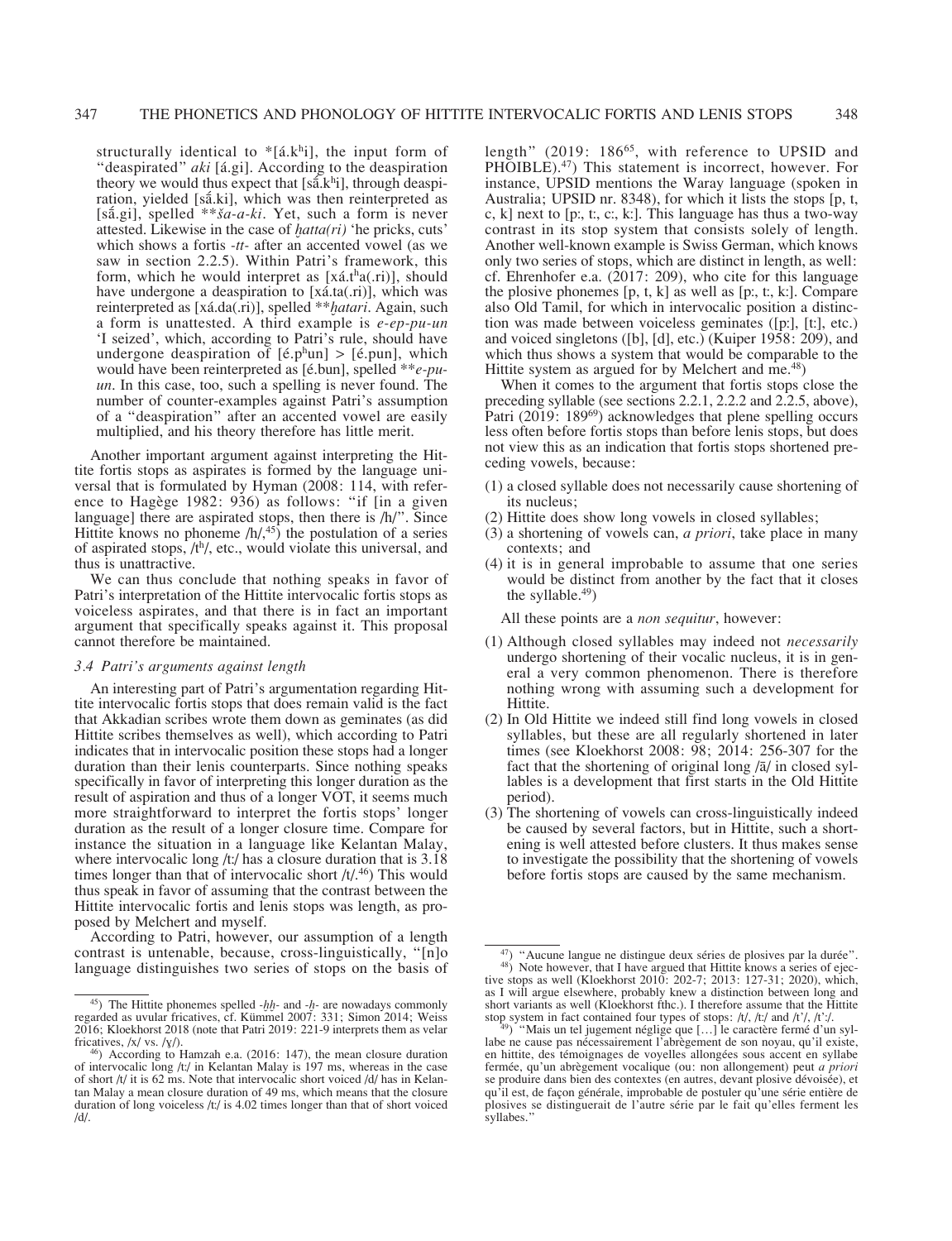structurally identical to *[á.kʰi], the input form of "deaspirated" *aki* [á.gi]. According to the deaspiration theory we would thus expect that [sā́.kʰi], through deaspiration, yielded [sā́.ki], which was then reinterpreted as [sā́.gi], spelled ***ša-a-ki*. Yet, such a form is never attested. Likewise in the case of *ḫatta(ri)* 'he pricks, cuts' which shows a fortis *-tt-* after an accented vowel (as we saw in section 2.2.5). Within Patri's framework, this form, which he would interpret as [xá.tʰa(.ri)], should have undergone a deaspiration to [xá.ta(.ri)], which was reinterpreted as [xá.da(.ri)], spelled ***ḫatari*. Again, such a form is unattested. A third example is *e-ep-pu-un* 'I seized', which, according to Patri's rule, should have undergone deaspiration of [é.pʰun] > [é.pun], which would have been reinterpreted as [é.bun], spelled ***e-pu-un*. In this case, too, such a spelling is never found. The number of counter-examples against Patri's assumption of a "deaspiration" after an accented vowel are easily multiplied, and his theory therefore has little merit.

Another important argument against interpreting the Hittite fortis stops as aspirates is formed by the language universal that is formulated by Hyman (2008: 114, with reference to Hagège 1982: 936) as follows: "if [in a given language] there are aspirated stops, then there is /h/". Since Hittite knows no phoneme /h/,[45]) the postulation of a series of aspirated stops, /tʰ/, etc., would violate this universal, and thus is unattractive.

We can thus conclude that nothing speaks in favor of Patri's interpretation of the Hittite intervocalic fortis stops as voiceless aspirates, and that there is in fact an important argument that specifically speaks against it. This proposal cannot therefore be maintained.

### 3.4 Patri's arguments against length

An interesting part of Patri's argumentation regarding Hittite intervocalic fortis stops that does remain valid is the fact that Akkadian scribes wrote them down as geminates (as did Hittite scribes themselves as well), which according to Patri indicates that in intervocalic position these stops had a longer duration than their lenis counterparts. Since nothing speaks specifically in favor of interpreting this longer duration as the result of aspiration and thus of a longer VOT, it seems much more straightforward to interpret the fortis stops' longer duration as the result of a longer closure time. Compare for instance the situation in a language like Kelantan Malay, where intervocalic long /tː/ has a closure duration that is 3.18 times longer than that of intervocalic short /t/.[46]) This would thus speak in favor of assuming that the contrast between the Hittite intervocalic fortis and lenis stops was length, as proposed by Melchert and myself.

According to Patri, however, our assumption of a length contrast is untenable, because, cross-linguistically, "[n]o language distinguishes two series of stops on the basis of length" (2019: 186[65], with reference to UPSID and PHOIBLE).[47]) This statement is incorrect, however. For instance, UPSID mentions the Waray language (spoken in Australia; UPSID nr. 8348), for which it lists the stops [p, t, c, k] next to [pː, tː, cː, kː]. This language has thus a two-way contrast in its stop system that consists solely of length. Another well-known example is Swiss German, which knows only two series of stops, which are distinct in length, as well: cf. Ehrenhofer e.a. (2017: 209), who cite for this language the plosive phonemes [p, t, k] as well as [pː, tː, kː]. Compare also Old Tamil, for which in intervocalic position a distinction was made between voiceless geminates ([pː], [tː], etc.) and voiced singletons ([b], [d], etc.) (Kuiper 1958: 209), and which thus shows a system that would be comparable to the Hittite system as argued for by Melchert and me.[48])

When it comes to the argument that fortis stops close the preceding syllable (see sections 2.2.1, 2.2.2 and 2.2.5, above), Patri (2019: 189[69]) acknowledges that plene spelling occurs less often before fortis stops than before lenis stops, but does not view this as an indication that fortis stops shortened preceding vowels, because:

(1) a closed syllable does not necessarily cause shortening of its nucleus;
(2) Hittite does show long vowels in closed syllables;
(3) a shortening of vowels can, *a priori*, take place in many contexts; and
(4) it is in general improbable to assume that one series would be distinct from another by the fact that it closes the syllable.[49])

All these points are a *non sequitur*, however:

(1) Although closed syllables may indeed not *necessarily* undergo shortening of their vocalic nucleus, it is in general a very common phenomenon. There is therefore nothing wrong with assuming such a development for Hittite.
(2) In Old Hittite we indeed still find long vowels in closed syllables, but these are all regularly shortened in later times (see Kloekhorst 2008: 98; 2014: 256-307 for the fact that the shortening of original long /ā/ in closed syllables is a development that first starts in the Old Hittite period).
(3) The shortening of vowels can cross-linguistically indeed be caused by several factors, but in Hittite, such a shortening is well attested before clusters. It thus makes sense to investigate the possibility that the shortening of vowels before fortis stops are caused by the same mechanism.

---

[45]) The Hittite phonemes spelled *-ḫḫ-* and *-ḫ-* are nowadays commonly regarded as uvular fricatives, cf. Kümmel 2007: 331; Simon 2014; Weiss 2016; Kloekhorst 2018 (note that Patri 2019: 221-9 interprets them as velar fricatives, /x/ vs. /ɣ/).

[46]) According to Hamzah e.a. (2016: 147), the mean closure duration of intervocalic long /tː/ in Kelantan Malay is 197 ms, whereas in the case of short /t/ it is 62 ms. Note that intervocalic short voiced /d/ has in Kelantan Malay a mean closure duration of 49 ms, which means that the closure duration of long voiceless /tː/ is 4.02 times longer than that of short voiced /d/.

[47]) "Aucune langue ne distingue deux séries de plosives par la durée".

[48]) Note however, that I have argued that Hittite knows a series of ejective stops as well (Kloekhorst 2010: 202-7; 2013: 127-31; 2020), which, as I will argue elsewhere, probably knew a distinction between long and short variants as well (Kloekhorst fthc.). I therefore assume that the Hittite stop system in fact contained four types of stops: /t/, /tː/ and /t'/, /t'ː/.

[49]) "Mais un tel jugement néglige que […] le caractère fermé d'un syllabe ne cause pas nécessairement l'abrègement de son noyau, qu'il existe, en hittite, des témoignages de voyelles allongées sous accent en syllabe fermée, qu'un abrègement vocalique (ou: non allongement) peut *a priori* se produire dans bien des contextes (en autres, devant plosive dévoisée), et qu'il est, de façon générale, improbable de postuler qu'une série entière de plosives se distinguerait de l'autre série par le fait qu'elles ferment les syllabes."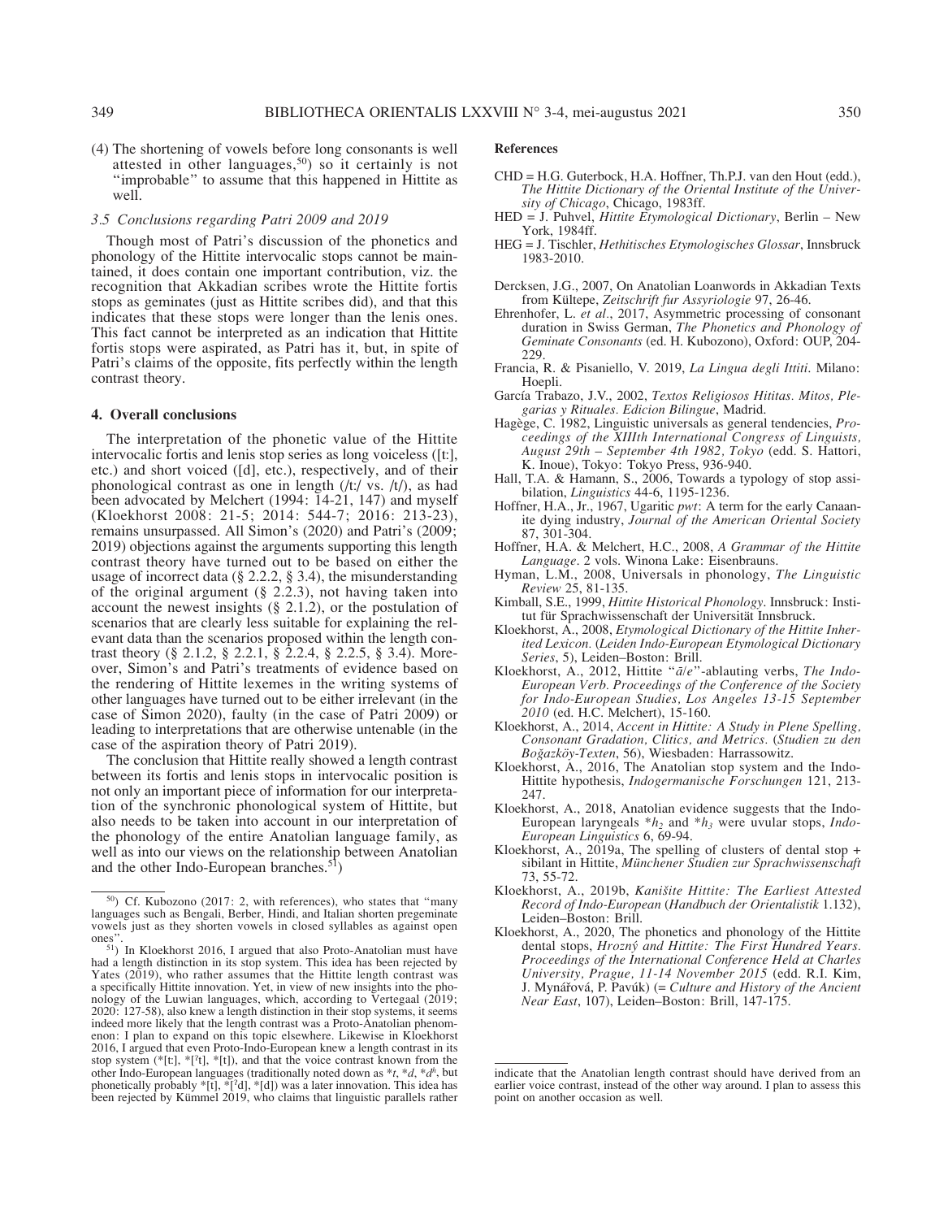(4) The shortening of vowels before long consonants is well attested in other languages,[50]) so it certainly is not "improbable" to assume that this happened in Hittite as well.

### 3.5 Conclusions regarding Patri 2009 and 2019

Though most of Patri's discussion of the phonetics and phonology of the Hittite intervocalic stops cannot be maintained, it does contain one important contribution, viz. the recognition that Akkadian scribes wrote the Hittite fortis stops as geminates (just as Hittite scribes did), and that this indicates that these stops were longer than the lenis ones. This fact cannot be interpreted as an indication that Hittite fortis stops were aspirated, as Patri has it, but, in spite of Patri's claims of the opposite, fits perfectly within the length contrast theory.

## 4. Overall conclusions

The interpretation of the phonetic value of the Hittite intervocalic fortis and lenis stop series as long voiceless ([tː], etc.) and short voiced ([d], etc.), respectively, and of their phonological contrast as one in length (/tː/ vs. /t/), as had been advocated by Melchert (1994: 14-21, 147) and myself (Kloekhorst 2008: 21-5; 2014: 544-7; 2016: 213-23), remains unsurpassed. All Simon's (2020) and Patri's (2009; 2019) objections against the arguments supporting this length contrast theory have turned out to be based on either the usage of incorrect data (§ 2.2.2, § 3.4), the misunderstanding of the original argument (§ 2.2.3), not having taken into account the newest insights (§ 2.1.2), or the postulation of scenarios that are clearly less suitable for explaining the relevant data than the scenarios proposed within the length contrast theory (§ 2.1.2, § 2.2.1, § 2.2.4, § 2.2.5, § 3.4). Moreover, Simon's and Patri's treatments of evidence based on the rendering of Hittite lexemes in the writing systems of other languages have turned out to be either irrelevant (in the case of Simon 2020), faulty (in the case of Patri 2009) or leading to interpretations that are otherwise untenable (in the case of the aspiration theory of Patri 2019).

The conclusion that Hittite really showed a length contrast between its fortis and lenis stops in intervocalic position is not only an important piece of information for our interpretation of the synchronic phonological system of Hittite, but also needs to be taken into account in our interpretation of the phonology of the entire Anatolian language family, as well as into our views on the relationship between Anatolian and the other Indo-European branches.[51])

[50]) Cf. Kubozono (2017: 2, with references), who states that "many languages such as Bengali, Berber, Hindi, and Italian shorten pregeminate vowels just as they shorten vowels in closed syllables as against open ones".

[51]) In Kloekhorst 2016, I argued that also Proto-Anatolian must have had a length distinction in its stop system. This idea has been rejected by Yates (2019), who rather assumes that the Hittite length contrast was a specifically Hittite innovation. Yet, in view of new insights into the phonology of the Luwian languages, which, according to Vertegaal (2019; 2020: 127-58), also knew a length distinction in their stop systems, it seems indeed more likely that the length contrast was a Proto-Anatolian phenomenon: I plan to expand on this topic elsewhere. Likewise in Kloekhorst 2016, I argued that even Proto-Indo-European knew a length contrast in its stop system (*[tː], *[ˀt], *[t]), and that the voice contrast known from the other Indo-European languages (traditionally noted down as *t, *d, *dʰ, but phonetically probably *[t], *[ˀd], *[d]) was a later innovation. This idea has been rejected by Kümmel 2019, who claims that linguistic parallels rather indicate that the Anatolian length contrast should have derived from an earlier voice contrast, instead of the other way around. I plan to assess this point on another occasion as well.

## References

CHD = H.G. Guterbock, H.A. Hoffner, Th.P.J. van den Hout (edd.), *The Hittite Dictionary of the Oriental Institute of the University of Chicago*, Chicago, 1983ff.

HED = J. Puhvel, *Hittite Etymological Dictionary*, Berlin – New York, 1984ff.

HEG = J. Tischler, *Hethitisches Etymologisches Glossar*, Innsbruck 1983-2010.

Dercksen, J.G., 2007, On Anatolian Loanwords in Akkadian Texts from Kültepe, *Zeitschrift fur Assyriologie* 97, 26-46.

Ehrenhofer, L. *et al.*, 2017, Asymmetric processing of consonant duration in Swiss German, *The Phonetics and Phonology of Geminate Consonants* (ed. H. Kubozono), Oxford: OUP, 204-229.

Francia, R. & Pisaniello, V. 2019, *La Lingua degli Ittiti*. Milano: Hoepli.

García Trabazo, J.V., 2002, *Textos Religiosos Hititas. Mitos, Plegarias y Rituales. Edicion Bilingue*, Madrid.

Hagège, C. 1982, Linguistic universals as general tendencies, *Proceedings of the XIIIth International Congress of Linguists, August 29th – September 4th 1982, Tokyo* (edd. S. Hattori, K. Inoue), Tokyo: Tokyo Press, 936-940.

Hall, T.A. & Hamann, S., 2006, Towards a typology of stop assibilation, *Linguistics* 44-6, 1195-1236.

Hoffner, H.A., Jr., 1967, Ugaritic *pwt*: A term for the early Canaanite dying industry, *Journal of the American Oriental Society* 87, 301-304.

Hoffner, H.A. & Melchert, H.C., 2008, *A Grammar of the Hittite Language*. 2 vols. Winona Lake: Eisenbrauns.

Hyman, L.M., 2008, Universals in phonology, *The Linguistic Review* 25, 81-135.

Kimball, S.E., 1999, *Hittite Historical Phonology*. Innsbruck: Institut für Sprachwissenschaft der Universität Innsbruck.

Kloekhorst, A., 2008, *Etymological Dictionary of the Hittite Inherited Lexicon*. (*Leiden Indo-European Etymological Dictionary Series*, 5), Leiden–Boston: Brill.

Kloekhorst, A., 2012, Hittite "*ā/e*"-ablauting verbs, *The Indo-European Verb. Proceedings of the Conference of the Society for Indo-European Studies, Los Angeles 13-15 September 2010* (ed. H.C. Melchert), 15-160.

Kloekhorst, A., 2014, *Accent in Hittite: A Study in Plene Spelling, Consonant Gradation, Clitics, and Metrics.* (*Studien zu den Boğazköy-Texten*, 56), Wiesbaden: Harrassowitz.

Kloekhorst, A., 2016, The Anatolian stop system and the Indo-Hittite hypothesis, *Indogermanische Forschungen* 121, 213-247.

Kloekhorst, A., 2018, Anatolian evidence suggests that the Indo-European laryngeals $*h_2$ and $*h_3$ were uvular stops, *Indo-European Linguistics* 6, 69-94.

Kloekhorst, A., 2019a, The spelling of clusters of dental stop + sibilant in Hittite, *Münchener Studien zur Sprachwissenschaft* 73, 55-72.

Kloekhorst, A., 2019b, *Kanišite Hittite: The Earliest Attested Record of Indo-European* (*Handbuch der Orientalistik* 1.132), Leiden–Boston: Brill.

Kloekhorst, A., 2020, The phonetics and phonology of the Hittite dental stops, *Hrozný and Hittite: The First Hundred Years. Proceedings of the International Conference Held at Charles University, Prague, 11-14 November 2015* (edd. R.I. Kim, J. Mynářová, P. Pavúk) (= *Culture and History of the Ancient Near East*, 107), Leiden–Boston: Brill, 147-175.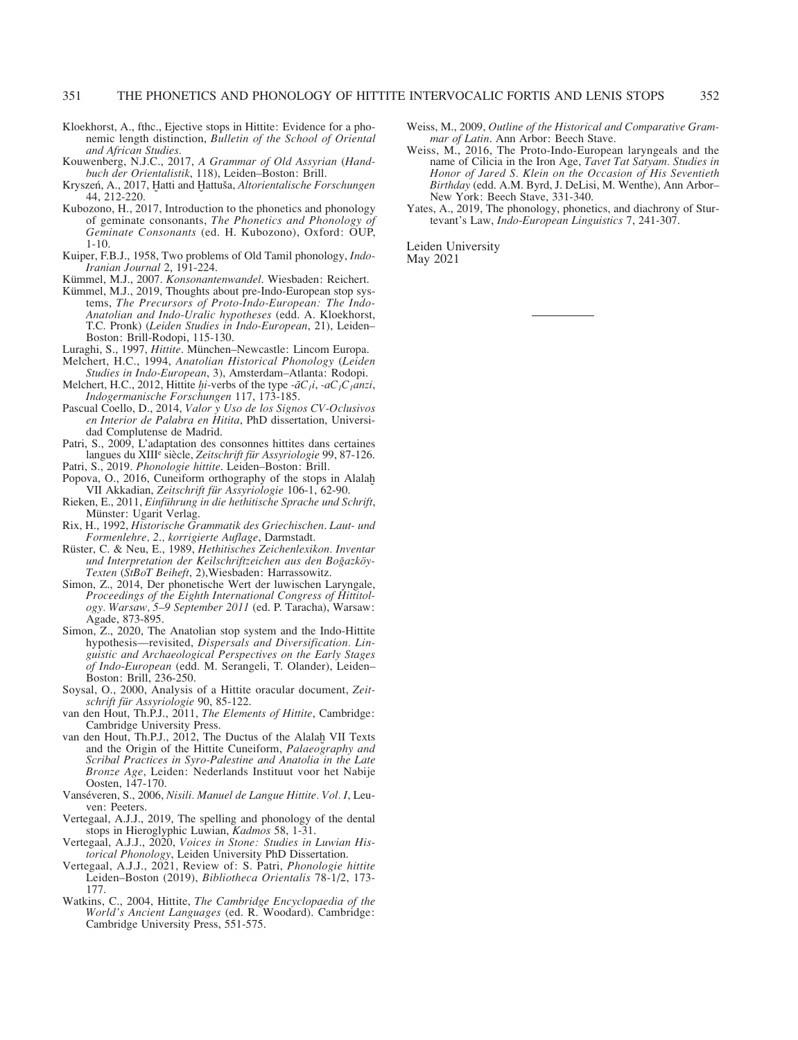Kloekhorst, A., fthc., Ejective stops in Hittite: Evidence for a phonemic length distinction, *Bulletin of the School of Oriental and African Studies.*

Kouwenberg, N.J.C., 2017, *A Grammar of Old Assyrian* (*Handbuch der Orientalistik*, 118), Leiden–Boston: Brill.

Kryszeń, A., 2017, Ḫatti and Ḫattuša, *Altorientalische Forschungen* 44, 212-220.

Kubozono, H., 2017, Introduction to the phonetics and phonology of geminate consonants, *The Phonetics and Phonology of Geminate Consonants* (ed. H. Kubozono), Oxford: OUP, 1-10.

Kuiper, F.B.J., 1958, Two problems of Old Tamil phonology, *Indo-Iranian Journal* 2, 191-224.

Kümmel, M.J., 2007. *Konsonantenwandel*. Wiesbaden: Reichert.

Kümmel, M.J., 2019, Thoughts about pre-Indo-European stop systems, *The Precursors of Proto-Indo-European: The Indo-Anatolian and Indo-Uralic hypotheses* (edd. A. Kloekhorst, T.C. Pronk) (*Leiden Studies in Indo-European*, 21), Leiden–Boston: Brill-Rodopi, 115-130.

Luraghi, S., 1997, *Hittite*. München–Newcastle: Lincom Europa.

Melchert, H.C., 1994, *Anatolian Historical Phonology* (*Leiden Studies in Indo-European*, 3), Amsterdam–Atlanta: Rodopi.

Melchert, H.C., 2012, Hittite *ḫi*-verbs of the type $-\bar{a}C_1i$, $-aC_1C_1anzi$, *Indogermanische Forschungen* 117, 173-185.

Pascual Coello, D., 2014, *Valor y Uso de los Signos CV-Oclusivos en Interior de Palabra en Hitita*, PhD dissertation, Universidad Complutense de Madrid.

Patri, S., 2009, L'adaptation des consonnes hittites dans certaines langues du XIII[e] siècle, *Zeitschrift für Assyriologie* 99, 87-126.

Patri, S., 2019. *Phonologie hittite*. Leiden–Boston: Brill.

Popova, O., 2016, Cuneiform orthography of the stops in Alalaḫ VII Akkadian, *Zeitschrift für Assyriologie* 106-1, 62-90.

Rieken, E., 2011, *Einführung in die hethitische Sprache und Schrift*, Münster: Ugarit Verlag.

Rix, H., 1992, *Historische Grammatik des Griechischen. Laut- und Formenlehre, 2., korrigierte Auflage*, Darmstadt.

Rüster, C. & Neu, E., 1989, *Hethitisches Zeichenlexikon. Inventar und Interpretation der Keilschriftzeichen aus den Boğazköy-Texten* (*StBoT Beiheft*, 2),Wiesbaden: Harrassowitz.

Simon, Z., 2014, Der phonetische Wert der luwischen Laryngale, *Proceedings of the Eighth International Congress of Hittitology. Warsaw, 5–9 September 2011* (ed. P. Taracha), Warsaw: Agade, 873-895.

Simon, Z., 2020, The Anatolian stop system and the Indo-Hittite hypothesis—revisited, *Dispersals and Diversification. Linguistic and Archaeological Perspectives on the Early Stages of Indo-European* (edd. M. Serangeli, T. Olander), Leiden–Boston: Brill, 236-250.

Soysal, O., 2000, Analysis of a Hittite oracular document, *Zeitschrift für Assyriologie* 90, 85-122.

van den Hout, Th.P.J., 2011, *The Elements of Hittite*, Cambridge: Cambridge University Press.

van den Hout, Th.P.J., 2012, The Ductus of the Alalaḫ VII Texts and the Origin of the Hittite Cuneiform, *Palaeography and Scribal Practices in Syro-Palestine and Anatolia in the Late Bronze Age*, Leiden: Nederlands Instituut voor het Nabije Oosten, 147-170.

Vanséveren, S., 2006, *Nisili. Manuel de Langue Hittite. Vol. I*, Leuven: Peeters.

Vertegaal, A.J.J., 2019, The spelling and phonology of the dental stops in Hieroglyphic Luwian, *Kadmos* 58, 1-31.

Vertegaal, A.J.J., 2020, *Voices in Stone: Studies in Luwian Historical Phonology*, Leiden University PhD Dissertation.

Vertegaal, A.J.J., 2021, Review of: S. Patri, *Phonologie hittite* Leiden–Boston (2019), *Bibliotheca Orientalis* 78-1/2, 173-177.

Watkins, C., 2004, Hittite, *The Cambridge Encyclopaedia of the World's Ancient Languages* (ed. R. Woodard). Cambridge: Cambridge University Press, 551-575.

Weiss, M., 2009, *Outline of the Historical and Comparative Grammar of Latin*. Ann Arbor: Beech Stave.

Weiss, M., 2016, The Proto-Indo-European laryngeals and the name of Cilicia in the Iron Age, *Tavet Tat Satyam. Studies in Honor of Jared S. Klein on the Occasion of His Seventieth Birthday* (edd. A.M. Byrd, J. DeLisi, M. Wenthe), Ann Arbor–New York: Beech Stave, 331-340.

Yates, A., 2019, The phonology, phonetics, and diachrony of Sturtevant's Law, *Indo-European Linguistics* 7, 241-307.

Leiden University
May 2021